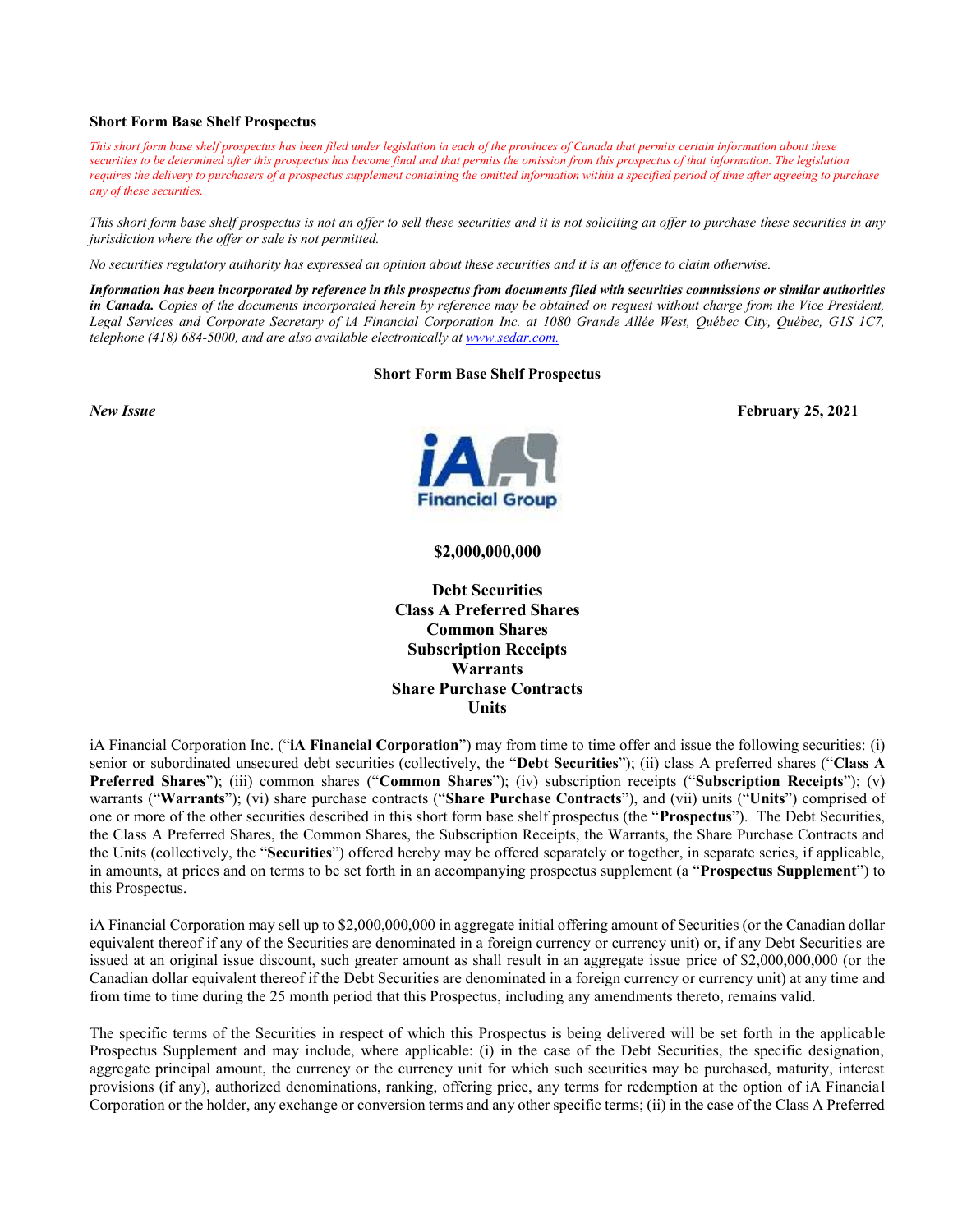**Short Form Base Shelf Prospectus**

*This short form base shelf prospectus has been filed under legislation in each of the provinces of Canada that permits certain information about these securities to be determined after this prospectus has become final and that permits the omission from this prospectus of that information. The legislation requires the delivery to purchasers of a prospectus supplement containing the omitted information within a specified period of time after agreeing to purchase any of these securities.*

*This short form base shelf prospectus is not an offer to sell these securities and it is not soliciting an offer to purchase these securities in any jurisdiction where the offer or sale is not permitted.*

*No securities regulatory authority has expressed an opinion about these securities and it is an offence to claim otherwise.*

***Information has been incorporated by reference in this prospectus from documents filed with securities commissions or similar authorities in Canada.*** *Copies of the documents incorporated herein by reference may be obtained on request without charge from the Vice President, Legal Services and Corporate Secretary of iA Financial Corporation Inc. at 1080 Grande Allée West, Québec City, Québec, G1S 1C7, telephone (418) 684-5000, and are also available electronically at www.sedar.com.*

**Short Form Base Shelf Prospectus**

***New Issue*** **February 25, 2021**

iA Financial Group

**$2,000,000,000**

**Debt Securities**
**Class A Preferred Shares**
**Common Shares**
**Subscription Receipts**
**Warrants**
**Share Purchase Contracts**
**Units**

iA Financial Corporation Inc. ("**iA Financial Corporation**") may from time to time offer and issue the following securities: (i) senior or subordinated unsecured debt securities (collectively, the "**Debt Securities**"); (ii) class A preferred shares ("**Class A Preferred Shares**"); (iii) common shares ("**Common Shares**"); (iv) subscription receipts ("**Subscription Receipts**"); (v) warrants ("**Warrants**"); (vi) share purchase contracts ("**Share Purchase Contracts**"), and (vii) units ("**Units**") comprised of one or more of the other securities described in this short form base shelf prospectus (the "**Prospectus**"). The Debt Securities, the Class A Preferred Shares, the Common Shares, the Subscription Receipts, the Warrants, the Share Purchase Contracts and the Units (collectively, the "**Securities**") offered hereby may be offered separately or together, in separate series, if applicable, in amounts, at prices and on terms to be set forth in an accompanying prospectus supplement (a "**Prospectus Supplement**") to this Prospectus.

iA Financial Corporation may sell up to $2,000,000,000 in aggregate initial offering amount of Securities (or the Canadian dollar equivalent thereof if any of the Securities are denominated in a foreign currency or currency unit) or, if any Debt Securities are issued at an original issue discount, such greater amount as shall result in an aggregate issue price of $2,000,000,000 (or the Canadian dollar equivalent thereof if the Debt Securities are denominated in a foreign currency or currency unit) at any time and from time to time during the 25 month period that this Prospectus, including any amendments thereto, remains valid.

The specific terms of the Securities in respect of which this Prospectus is being delivered will be set forth in the applicable Prospectus Supplement and may include, where applicable: (i) in the case of the Debt Securities, the specific designation, aggregate principal amount, the currency or the currency unit for which such securities may be purchased, maturity, interest provisions (if any), authorized denominations, ranking, offering price, any terms for redemption at the option of iA Financial Corporation or the holder, any exchange or conversion terms and any other specific terms; (ii) in the case of the Class A Preferred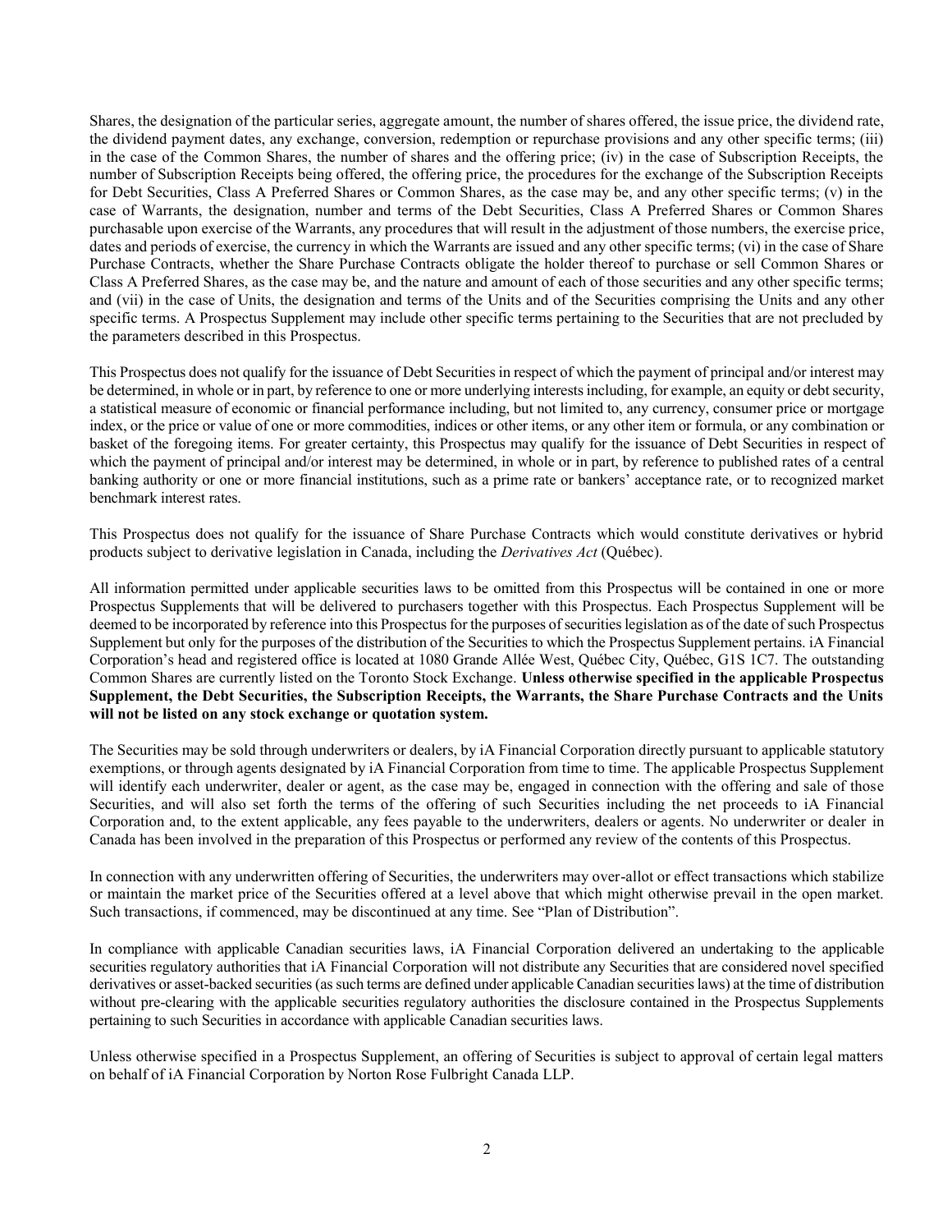Shares, the designation of the particular series, aggregate amount, the number of shares offered, the issue price, the dividend rate, the dividend payment dates, any exchange, conversion, redemption or repurchase provisions and any other specific terms; (iii) in the case of the Common Shares, the number of shares and the offering price; (iv) in the case of Subscription Receipts, the number of Subscription Receipts being offered, the offering price, the procedures for the exchange of the Subscription Receipts for Debt Securities, Class A Preferred Shares or Common Shares, as the case may be, and any other specific terms; (v) in the case of Warrants, the designation, number and terms of the Debt Securities, Class A Preferred Shares or Common Shares purchasable upon exercise of the Warrants, any procedures that will result in the adjustment of those numbers, the exercise price, dates and periods of exercise, the currency in which the Warrants are issued and any other specific terms; (vi) in the case of Share Purchase Contracts, whether the Share Purchase Contracts obligate the holder thereof to purchase or sell Common Shares or Class A Preferred Shares, as the case may be, and the nature and amount of each of those securities and any other specific terms; and (vii) in the case of Units, the designation and terms of the Units and of the Securities comprising the Units and any other specific terms. A Prospectus Supplement may include other specific terms pertaining to the Securities that are not precluded by the parameters described in this Prospectus.

This Prospectus does not qualify for the issuance of Debt Securities in respect of which the payment of principal and/or interest may be determined, in whole or in part, by reference to one or more underlying interests including, for example, an equity or debt security, a statistical measure of economic or financial performance including, but not limited to, any currency, consumer price or mortgage index, or the price or value of one or more commodities, indices or other items, or any other item or formula, or any combination or basket of the foregoing items. For greater certainty, this Prospectus may qualify for the issuance of Debt Securities in respect of which the payment of principal and/or interest may be determined, in whole or in part, by reference to published rates of a central banking authority or one or more financial institutions, such as a prime rate or bankers' acceptance rate, or to recognized market benchmark interest rates.

This Prospectus does not qualify for the issuance of Share Purchase Contracts which would constitute derivatives or hybrid products subject to derivative legislation in Canada, including the *Derivatives Act* (Québec).

All information permitted under applicable securities laws to be omitted from this Prospectus will be contained in one or more Prospectus Supplements that will be delivered to purchasers together with this Prospectus. Each Prospectus Supplement will be deemed to be incorporated by reference into this Prospectus for the purposes of securities legislation as of the date of such Prospectus Supplement but only for the purposes of the distribution of the Securities to which the Prospectus Supplement pertains. iA Financial Corporation's head and registered office is located at 1080 Grande Allée West, Québec City, Québec, G1S 1C7. The outstanding Common Shares are currently listed on the Toronto Stock Exchange. **Unless otherwise specified in the applicable Prospectus Supplement, the Debt Securities, the Subscription Receipts, the Warrants, the Share Purchase Contracts and the Units will not be listed on any stock exchange or quotation system.**

The Securities may be sold through underwriters or dealers, by iA Financial Corporation directly pursuant to applicable statutory exemptions, or through agents designated by iA Financial Corporation from time to time. The applicable Prospectus Supplement will identify each underwriter, dealer or agent, as the case may be, engaged in connection with the offering and sale of those Securities, and will also set forth the terms of the offering of such Securities including the net proceeds to iA Financial Corporation and, to the extent applicable, any fees payable to the underwriters, dealers or agents. No underwriter or dealer in Canada has been involved in the preparation of this Prospectus or performed any review of the contents of this Prospectus.

In connection with any underwritten offering of Securities, the underwriters may over-allot or effect transactions which stabilize or maintain the market price of the Securities offered at a level above that which might otherwise prevail in the open market. Such transactions, if commenced, may be discontinued at any time. See "Plan of Distribution".

In compliance with applicable Canadian securities laws, iA Financial Corporation delivered an undertaking to the applicable securities regulatory authorities that iA Financial Corporation will not distribute any Securities that are considered novel specified derivatives or asset-backed securities (as such terms are defined under applicable Canadian securities laws) at the time of distribution without pre-clearing with the applicable securities regulatory authorities the disclosure contained in the Prospectus Supplements pertaining to such Securities in accordance with applicable Canadian securities laws.

Unless otherwise specified in a Prospectus Supplement, an offering of Securities is subject to approval of certain legal matters on behalf of iA Financial Corporation by Norton Rose Fulbright Canada LLP.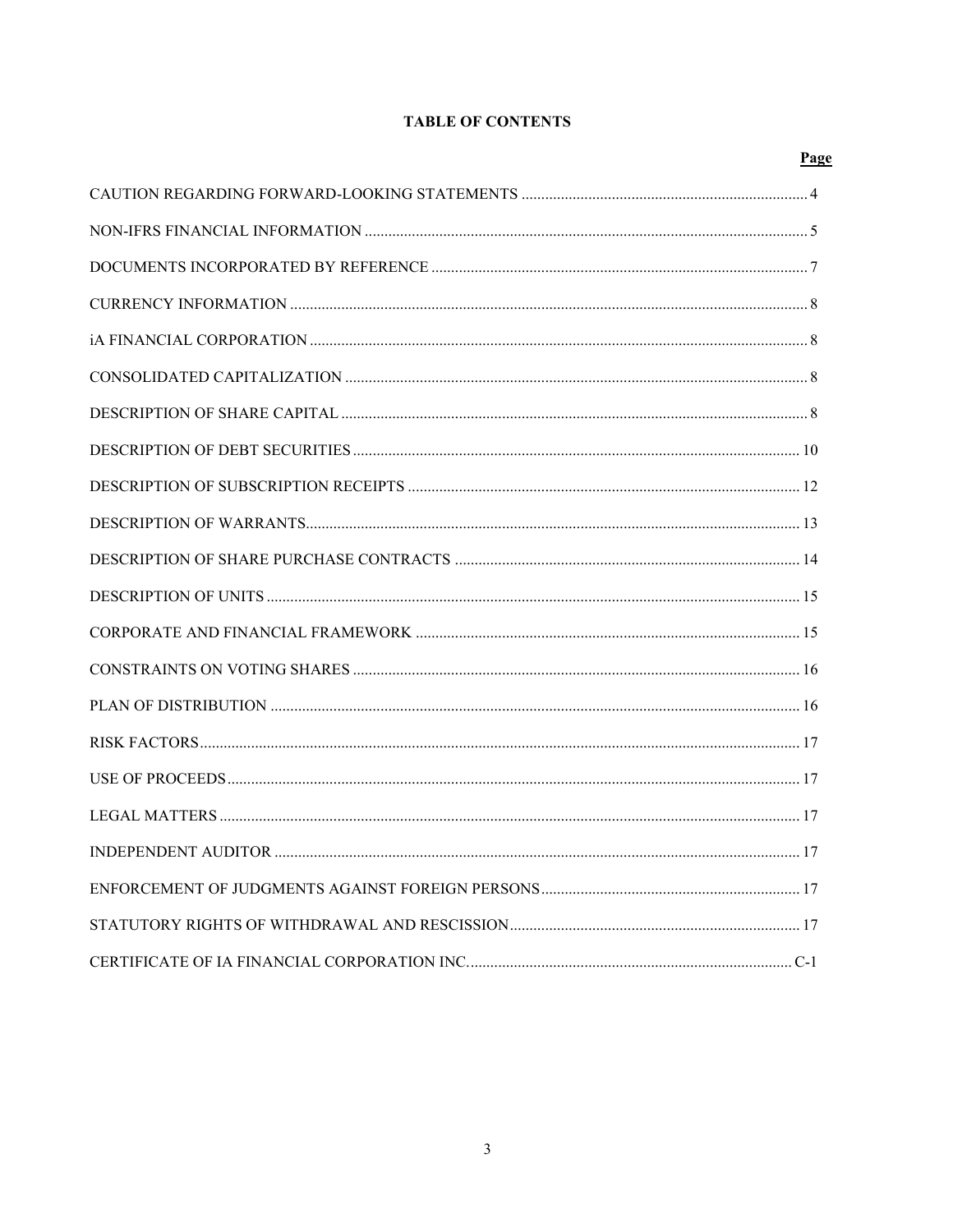# TABLE OF CONTENTS

| | Page |
|---|---|
| CAUTION REGARDING FORWARD-LOOKING STATEMENTS | 4 |
| NON-IFRS FINANCIAL INFORMATION | 5 |
| DOCUMENTS INCORPORATED BY REFERENCE | 7 |
| CURRENCY INFORMATION | 8 |
| iA FINANCIAL CORPORATION | 8 |
| CONSOLIDATED CAPITALIZATION | 8 |
| DESCRIPTION OF SHARE CAPITAL | 8 |
| DESCRIPTION OF DEBT SECURITIES | 10 |
| DESCRIPTION OF SUBSCRIPTION RECEIPTS | 12 |
| DESCRIPTION OF WARRANTS | 13 |
| DESCRIPTION OF SHARE PURCHASE CONTRACTS | 14 |
| DESCRIPTION OF UNITS | 15 |
| CORPORATE AND FINANCIAL FRAMEWORK | 15 |
| CONSTRAINTS ON VOTING SHARES | 16 |
| PLAN OF DISTRIBUTION | 16 |
| RISK FACTORS | 17 |
| USE OF PROCEEDS | 17 |
| LEGAL MATTERS | 17 |
| INDEPENDENT AUDITOR | 17 |
| ENFORCEMENT OF JUDGMENTS AGAINST FOREIGN PERSONS | 17 |
| STATUTORY RIGHTS OF WITHDRAWAL AND RESCISSION | 17 |
| CERTIFICATE OF IA FINANCIAL CORPORATION INC. | C-1 |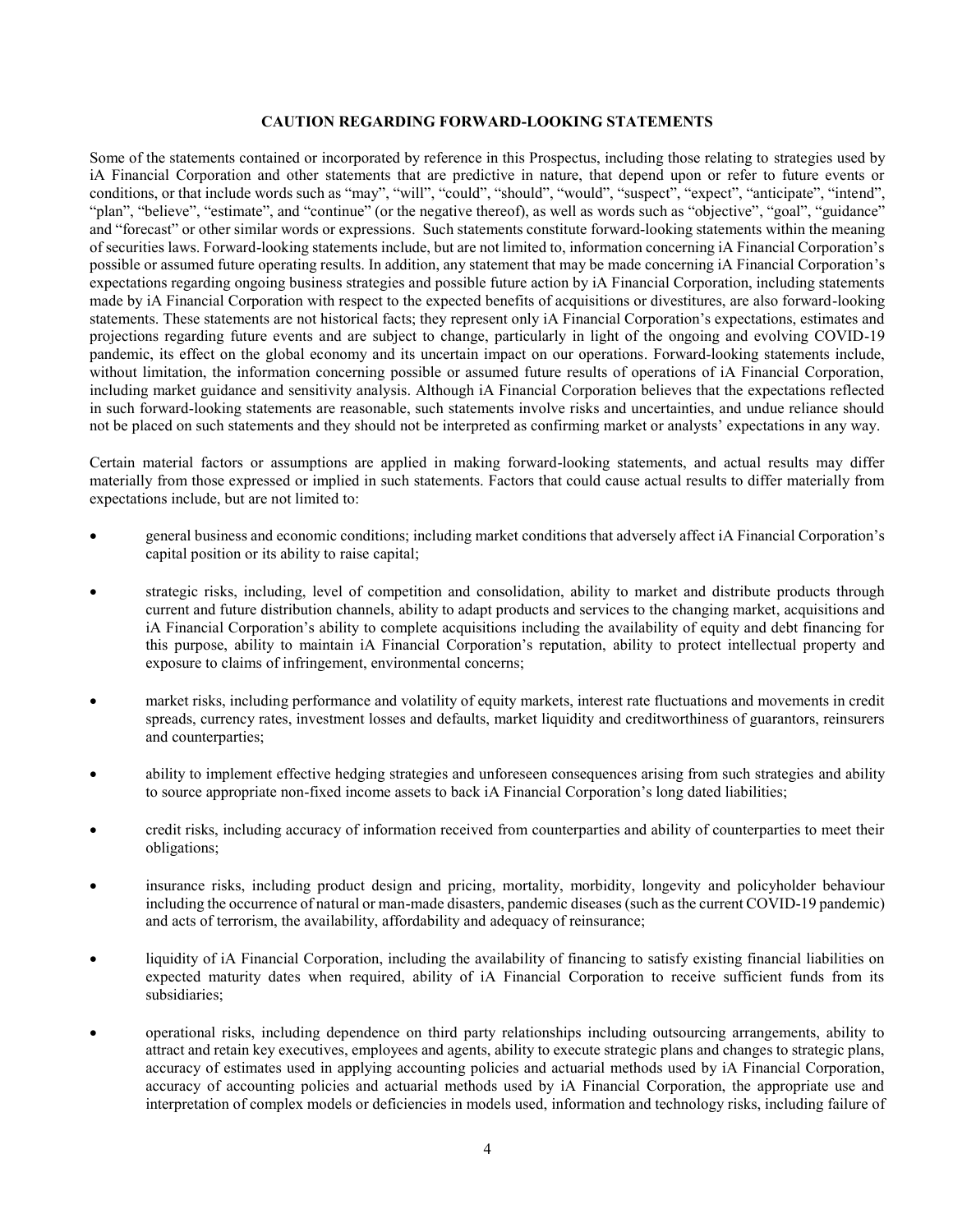**CAUTION REGARDING FORWARD-LOOKING STATEMENTS**

Some of the statements contained or incorporated by reference in this Prospectus, including those relating to strategies used by iA Financial Corporation and other statements that are predictive in nature, that depend upon or refer to future events or conditions, or that include words such as "may", "will", "could", "should", "would", "suspect", "expect", "anticipate", "intend", "plan", "believe", "estimate", and "continue" (or the negative thereof), as well as words such as "objective", "goal", "guidance" and "forecast" or other similar words or expressions. Such statements constitute forward-looking statements within the meaning of securities laws. Forward-looking statements include, but are not limited to, information concerning iA Financial Corporation's possible or assumed future operating results. In addition, any statement that may be made concerning iA Financial Corporation's expectations regarding ongoing business strategies and possible future action by iA Financial Corporation, including statements made by iA Financial Corporation with respect to the expected benefits of acquisitions or divestitures, are also forward-looking statements. These statements are not historical facts; they represent only iA Financial Corporation's expectations, estimates and projections regarding future events and are subject to change, particularly in light of the ongoing and evolving COVID-19 pandemic, its effect on the global economy and its uncertain impact on our operations. Forward-looking statements include, without limitation, the information concerning possible or assumed future results of operations of iA Financial Corporation, including market guidance and sensitivity analysis. Although iA Financial Corporation believes that the expectations reflected in such forward-looking statements are reasonable, such statements involve risks and uncertainties, and undue reliance should not be placed on such statements and they should not be interpreted as confirming market or analysts' expectations in any way.

Certain material factors or assumptions are applied in making forward-looking statements, and actual results may differ materially from those expressed or implied in such statements. Factors that could cause actual results to differ materially from expectations include, but are not limited to:

- general business and economic conditions; including market conditions that adversely affect iA Financial Corporation's capital position or its ability to raise capital;
- strategic risks, including, level of competition and consolidation, ability to market and distribute products through current and future distribution channels, ability to adapt products and services to the changing market, acquisitions and iA Financial Corporation's ability to complete acquisitions including the availability of equity and debt financing for this purpose, ability to maintain iA Financial Corporation's reputation, ability to protect intellectual property and exposure to claims of infringement, environmental concerns;
- market risks, including performance and volatility of equity markets, interest rate fluctuations and movements in credit spreads, currency rates, investment losses and defaults, market liquidity and creditworthiness of guarantors, reinsurers and counterparties;
- ability to implement effective hedging strategies and unforeseen consequences arising from such strategies and ability to source appropriate non-fixed income assets to back iA Financial Corporation's long dated liabilities;
- credit risks, including accuracy of information received from counterparties and ability of counterparties to meet their obligations;
- insurance risks, including product design and pricing, mortality, morbidity, longevity and policyholder behaviour including the occurrence of natural or man-made disasters, pandemic diseases (such as the current COVID-19 pandemic) and acts of terrorism, the availability, affordability and adequacy of reinsurance;
- liquidity of iA Financial Corporation, including the availability of financing to satisfy existing financial liabilities on expected maturity dates when required, ability of iA Financial Corporation to receive sufficient funds from its subsidiaries;
- operational risks, including dependence on third party relationships including outsourcing arrangements, ability to attract and retain key executives, employees and agents, ability to execute strategic plans and changes to strategic plans, accuracy of estimates used in applying accounting policies and actuarial methods used by iA Financial Corporation, accuracy of accounting policies and actuarial methods used by iA Financial Corporation, the appropriate use and interpretation of complex models or deficiencies in models used, information and technology risks, including failure of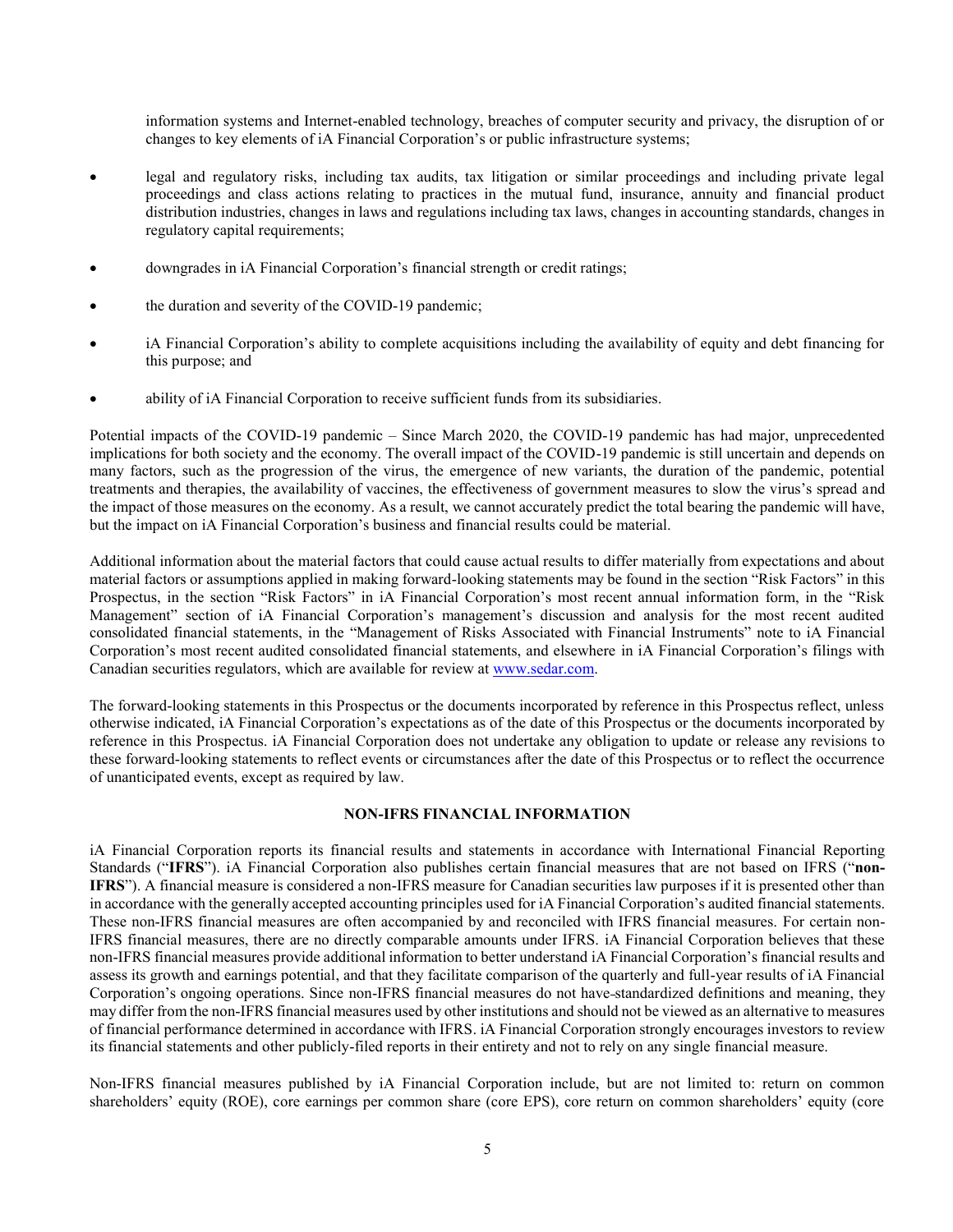information systems and Internet-enabled technology, breaches of computer security and privacy, the disruption of or changes to key elements of iA Financial Corporation's or public infrastructure systems;

- legal and regulatory risks, including tax audits, tax litigation or similar proceedings and including private legal proceedings and class actions relating to practices in the mutual fund, insurance, annuity and financial product distribution industries, changes in laws and regulations including tax laws, changes in accounting standards, changes in regulatory capital requirements;
- downgrades in iA Financial Corporation's financial strength or credit ratings;
- the duration and severity of the COVID-19 pandemic;
- iA Financial Corporation's ability to complete acquisitions including the availability of equity and debt financing for this purpose; and
- ability of iA Financial Corporation to receive sufficient funds from its subsidiaries.

Potential impacts of the COVID-19 pandemic – Since March 2020, the COVID-19 pandemic has had major, unprecedented implications for both society and the economy. The overall impact of the COVID-19 pandemic is still uncertain and depends on many factors, such as the progression of the virus, the emergence of new variants, the duration of the pandemic, potential treatments and therapies, the availability of vaccines, the effectiveness of government measures to slow the virus's spread and the impact of those measures on the economy. As a result, we cannot accurately predict the total bearing the pandemic will have, but the impact on iA Financial Corporation's business and financial results could be material.

Additional information about the material factors that could cause actual results to differ materially from expectations and about material factors or assumptions applied in making forward-looking statements may be found in the section "Risk Factors" in this Prospectus, in the section "Risk Factors" in iA Financial Corporation's most recent annual information form, in the "Risk Management" section of iA Financial Corporation's management's discussion and analysis for the most recent audited consolidated financial statements, in the "Management of Risks Associated with Financial Instruments" note to iA Financial Corporation's most recent audited consolidated financial statements, and elsewhere in iA Financial Corporation's filings with Canadian securities regulators, which are available for review at www.sedar.com.

The forward-looking statements in this Prospectus or the documents incorporated by reference in this Prospectus reflect, unless otherwise indicated, iA Financial Corporation's expectations as of the date of this Prospectus or the documents incorporated by reference in this Prospectus. iA Financial Corporation does not undertake any obligation to update or release any revisions to these forward-looking statements to reflect events or circumstances after the date of this Prospectus or to reflect the occurrence of unanticipated events, except as required by law.

## NON-IFRS FINANCIAL INFORMATION

iA Financial Corporation reports its financial results and statements in accordance with International Financial Reporting Standards ("**IFRS**"). iA Financial Corporation also publishes certain financial measures that are not based on IFRS ("**non-IFRS**"). A financial measure is considered a non-IFRS measure for Canadian securities law purposes if it is presented other than in accordance with the generally accepted accounting principles used for iA Financial Corporation's audited financial statements. These non-IFRS financial measures are often accompanied by and reconciled with IFRS financial measures. For certain non-IFRS financial measures, there are no directly comparable amounts under IFRS. iA Financial Corporation believes that these non-IFRS financial measures provide additional information to better understand iA Financial Corporation's financial results and assess its growth and earnings potential, and that they facilitate comparison of the quarterly and full-year results of iA Financial Corporation's ongoing operations. Since non-IFRS financial measures do not have standardized definitions and meaning, they may differ from the non-IFRS financial measures used by other institutions and should not be viewed as an alternative to measures of financial performance determined in accordance with IFRS. iA Financial Corporation strongly encourages investors to review its financial statements and other publicly-filed reports in their entirety and not to rely on any single financial measure.

Non-IFRS financial measures published by iA Financial Corporation include, but are not limited to: return on common shareholders' equity (ROE), core earnings per common share (core EPS), core return on common shareholders' equity (core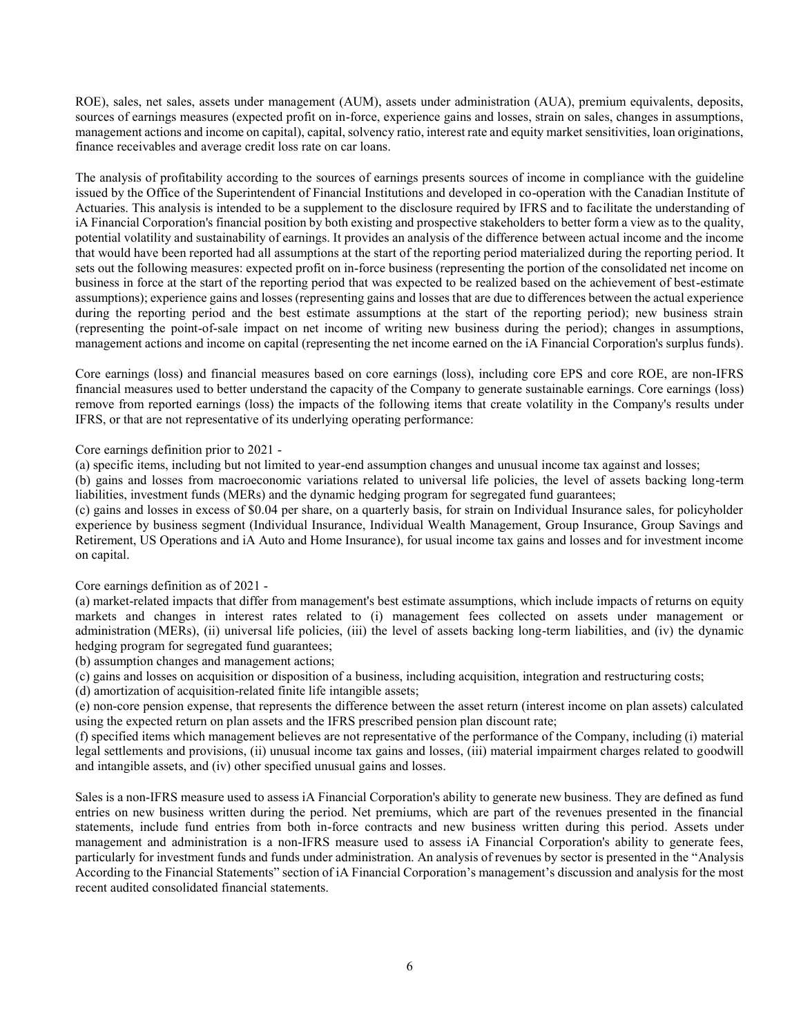ROE), sales, net sales, assets under management (AUM), assets under administration (AUA), premium equivalents, deposits, sources of earnings measures (expected profit on in-force, experience gains and losses, strain on sales, changes in assumptions, management actions and income on capital), capital, solvency ratio, interest rate and equity market sensitivities, loan originations, finance receivables and average credit loss rate on car loans.

The analysis of profitability according to the sources of earnings presents sources of income in compliance with the guideline issued by the Office of the Superintendent of Financial Institutions and developed in co-operation with the Canadian Institute of Actuaries. This analysis is intended to be a supplement to the disclosure required by IFRS and to facilitate the understanding of iA Financial Corporation's financial position by both existing and prospective stakeholders to better form a view as to the quality, potential volatility and sustainability of earnings. It provides an analysis of the difference between actual income and the income that would have been reported had all assumptions at the start of the reporting period materialized during the reporting period. It sets out the following measures: expected profit on in-force business (representing the portion of the consolidated net income on business in force at the start of the reporting period that was expected to be realized based on the achievement of best-estimate assumptions); experience gains and losses (representing gains and losses that are due to differences between the actual experience during the reporting period and the best estimate assumptions at the start of the reporting period); new business strain (representing the point-of-sale impact on net income of writing new business during the period); changes in assumptions, management actions and income on capital (representing the net income earned on the iA Financial Corporation's surplus funds).

Core earnings (loss) and financial measures based on core earnings (loss), including core EPS and core ROE, are non-IFRS financial measures used to better understand the capacity of the Company to generate sustainable earnings. Core earnings (loss) remove from reported earnings (loss) the impacts of the following items that create volatility in the Company's results under IFRS, or that are not representative of its underlying operating performance:

Core earnings definition prior to 2021 -

(a) specific items, including but not limited to year-end assumption changes and unusual income tax against and losses;

(b) gains and losses from macroeconomic variations related to universal life policies, the level of assets backing long-term liabilities, investment funds (MERs) and the dynamic hedging program for segregated fund guarantees;

(c) gains and losses in excess of $0.04 per share, on a quarterly basis, for strain on Individual Insurance sales, for policyholder experience by business segment (Individual Insurance, Individual Wealth Management, Group Insurance, Group Savings and Retirement, US Operations and iA Auto and Home Insurance), for usual income tax gains and losses and for investment income on capital.

Core earnings definition as of 2021 -

(a) market-related impacts that differ from management's best estimate assumptions, which include impacts of returns on equity markets and changes in interest rates related to (i) management fees collected on assets under management or administration (MERs), (ii) universal life policies, (iii) the level of assets backing long-term liabilities, and (iv) the dynamic hedging program for segregated fund guarantees;

(b) assumption changes and management actions;

(c) gains and losses on acquisition or disposition of a business, including acquisition, integration and restructuring costs;

(d) amortization of acquisition-related finite life intangible assets;

(e) non-core pension expense, that represents the difference between the asset return (interest income on plan assets) calculated using the expected return on plan assets and the IFRS prescribed pension plan discount rate;

(f) specified items which management believes are not representative of the performance of the Company, including (i) material legal settlements and provisions, (ii) unusual income tax gains and losses, (iii) material impairment charges related to goodwill and intangible assets, and (iv) other specified unusual gains and losses.

Sales is a non-IFRS measure used to assess iA Financial Corporation's ability to generate new business. They are defined as fund entries on new business written during the period. Net premiums, which are part of the revenues presented in the financial statements, include fund entries from both in-force contracts and new business written during this period. Assets under management and administration is a non-IFRS measure used to assess iA Financial Corporation's ability to generate fees, particularly for investment funds and funds under administration. An analysis of revenues by sector is presented in the "Analysis According to the Financial Statements" section of iA Financial Corporation's management's discussion and analysis for the most recent audited consolidated financial statements.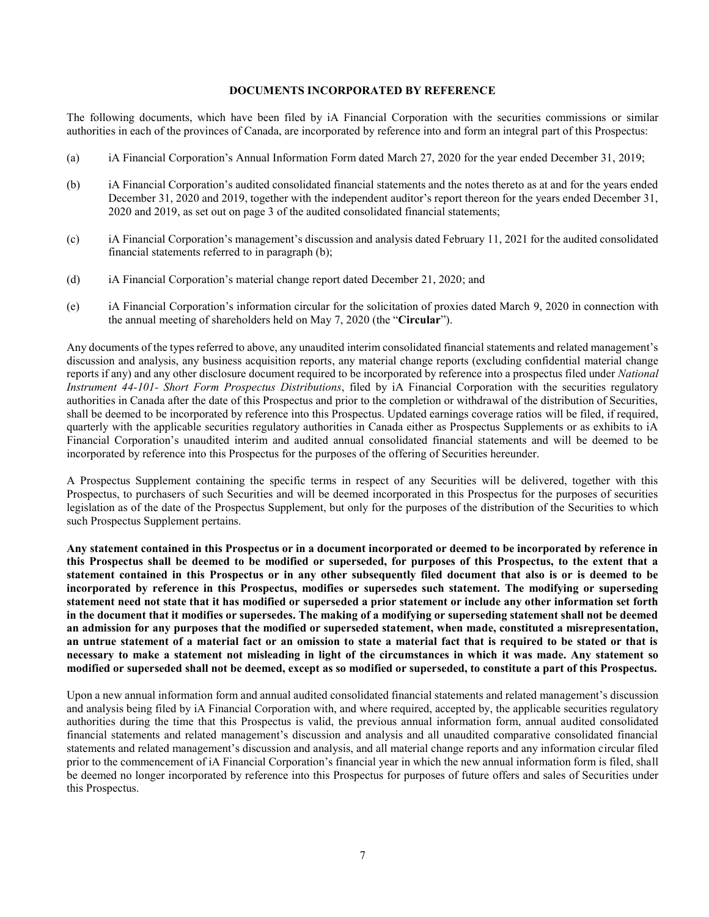## DOCUMENTS INCORPORATED BY REFERENCE

The following documents, which have been filed by iA Financial Corporation with the securities commissions or similar authorities in each of the provinces of Canada, are incorporated by reference into and form an integral part of this Prospectus:

(a) iA Financial Corporation's Annual Information Form dated March 27, 2020 for the year ended December 31, 2019;

(b) iA Financial Corporation's audited consolidated financial statements and the notes thereto as at and for the years ended December 31, 2020 and 2019, together with the independent auditor's report thereon for the years ended December 31, 2020 and 2019, as set out on page 3 of the audited consolidated financial statements;

(c) iA Financial Corporation's management's discussion and analysis dated February 11, 2021 for the audited consolidated financial statements referred to in paragraph (b);

(d) iA Financial Corporation's material change report dated December 21, 2020; and

(e) iA Financial Corporation's information circular for the solicitation of proxies dated March 9, 2020 in connection with the annual meeting of shareholders held on May 7, 2020 (the "**Circular**").

Any documents of the types referred to above, any unaudited interim consolidated financial statements and related management's discussion and analysis, any business acquisition reports, any material change reports (excluding confidential material change reports if any) and any other disclosure document required to be incorporated by reference into a prospectus filed under *National Instrument 44-101- Short Form Prospectus Distributions*, filed by iA Financial Corporation with the securities regulatory authorities in Canada after the date of this Prospectus and prior to the completion or withdrawal of the distribution of Securities, shall be deemed to be incorporated by reference into this Prospectus. Updated earnings coverage ratios will be filed, if required, quarterly with the applicable securities regulatory authorities in Canada either as Prospectus Supplements or as exhibits to iA Financial Corporation's unaudited interim and audited annual consolidated financial statements and will be deemed to be incorporated by reference into this Prospectus for the purposes of the offering of Securities hereunder.

A Prospectus Supplement containing the specific terms in respect of any Securities will be delivered, together with this Prospectus, to purchasers of such Securities and will be deemed incorporated in this Prospectus for the purposes of securities legislation as of the date of the Prospectus Supplement, but only for the purposes of the distribution of the Securities to which such Prospectus Supplement pertains.

**Any statement contained in this Prospectus or in a document incorporated or deemed to be incorporated by reference in this Prospectus shall be deemed to be modified or superseded, for purposes of this Prospectus, to the extent that a statement contained in this Prospectus or in any other subsequently filed document that also is or is deemed to be incorporated by reference in this Prospectus, modifies or supersedes such statement. The modifying or superseding statement need not state that it has modified or superseded a prior statement or include any other information set forth in the document that it modifies or supersedes. The making of a modifying or superseding statement shall not be deemed an admission for any purposes that the modified or superseded statement, when made, constituted a misrepresentation, an untrue statement of a material fact or an omission to state a material fact that is required to be stated or that is necessary to make a statement not misleading in light of the circumstances in which it was made. Any statement so modified or superseded shall not be deemed, except as so modified or superseded, to constitute a part of this Prospectus.**

Upon a new annual information form and annual audited consolidated financial statements and related management's discussion and analysis being filed by iA Financial Corporation with, and where required, accepted by, the applicable securities regulatory authorities during the time that this Prospectus is valid, the previous annual information form, annual audited consolidated financial statements and related management's discussion and analysis and all unaudited comparative consolidated financial statements and related management's discussion and analysis, and all material change reports and any information circular filed prior to the commencement of iA Financial Corporation's financial year in which the new annual information form is filed, shall be deemed no longer incorporated by reference into this Prospectus for purposes of future offers and sales of Securities under this Prospectus.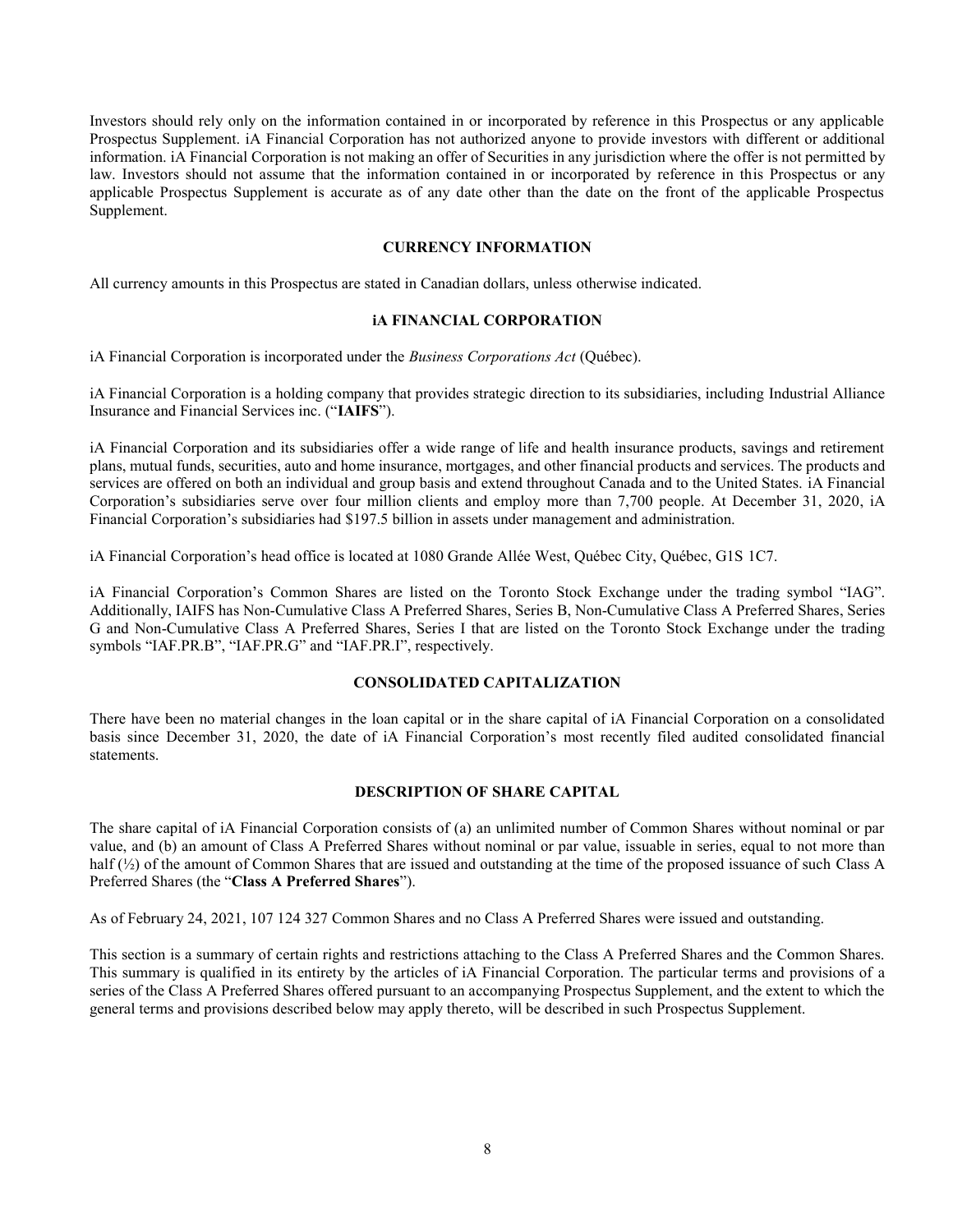Investors should rely only on the information contained in or incorporated by reference in this Prospectus or any applicable Prospectus Supplement. iA Financial Corporation has not authorized anyone to provide investors with different or additional information. iA Financial Corporation is not making an offer of Securities in any jurisdiction where the offer is not permitted by law. Investors should not assume that the information contained in or incorporated by reference in this Prospectus or any applicable Prospectus Supplement is accurate as of any date other than the date on the front of the applicable Prospectus Supplement.

## CURRENCY INFORMATION

All currency amounts in this Prospectus are stated in Canadian dollars, unless otherwise indicated.

## iA FINANCIAL CORPORATION

iA Financial Corporation is incorporated under the *Business Corporations Act* (Québec).

iA Financial Corporation is a holding company that provides strategic direction to its subsidiaries, including Industrial Alliance Insurance and Financial Services inc. ("**IAIFS**").

iA Financial Corporation and its subsidiaries offer a wide range of life and health insurance products, savings and retirement plans, mutual funds, securities, auto and home insurance, mortgages, and other financial products and services. The products and services are offered on both an individual and group basis and extend throughout Canada and to the United States. iA Financial Corporation's subsidiaries serve over four million clients and employ more than 7,700 people. At December 31, 2020, iA Financial Corporation's subsidiaries had $197.5 billion in assets under management and administration.

iA Financial Corporation's head office is located at 1080 Grande Allée West, Québec City, Québec, G1S 1C7.

iA Financial Corporation's Common Shares are listed on the Toronto Stock Exchange under the trading symbol "IAG". Additionally, IAIFS has Non-Cumulative Class A Preferred Shares, Series B, Non-Cumulative Class A Preferred Shares, Series G and Non-Cumulative Class A Preferred Shares, Series I that are listed on the Toronto Stock Exchange under the trading symbols "IAF.PR.B", "IAF.PR.G" and "IAF.PR.I", respectively.

## CONSOLIDATED CAPITALIZATION

There have been no material changes in the loan capital or in the share capital of iA Financial Corporation on a consolidated basis since December 31, 2020, the date of iA Financial Corporation's most recently filed audited consolidated financial statements.

## DESCRIPTION OF SHARE CAPITAL

The share capital of iA Financial Corporation consists of (a) an unlimited number of Common Shares without nominal or par value, and (b) an amount of Class A Preferred Shares without nominal or par value, issuable in series, equal to not more than half (½) of the amount of Common Shares that are issued and outstanding at the time of the proposed issuance of such Class A Preferred Shares (the "**Class A Preferred Shares**").

As of February 24, 2021, 107 124 327 Common Shares and no Class A Preferred Shares were issued and outstanding.

This section is a summary of certain rights and restrictions attaching to the Class A Preferred Shares and the Common Shares. This summary is qualified in its entirety by the articles of iA Financial Corporation. The particular terms and provisions of a series of the Class A Preferred Shares offered pursuant to an accompanying Prospectus Supplement, and the extent to which the general terms and provisions described below may apply thereto, will be described in such Prospectus Supplement.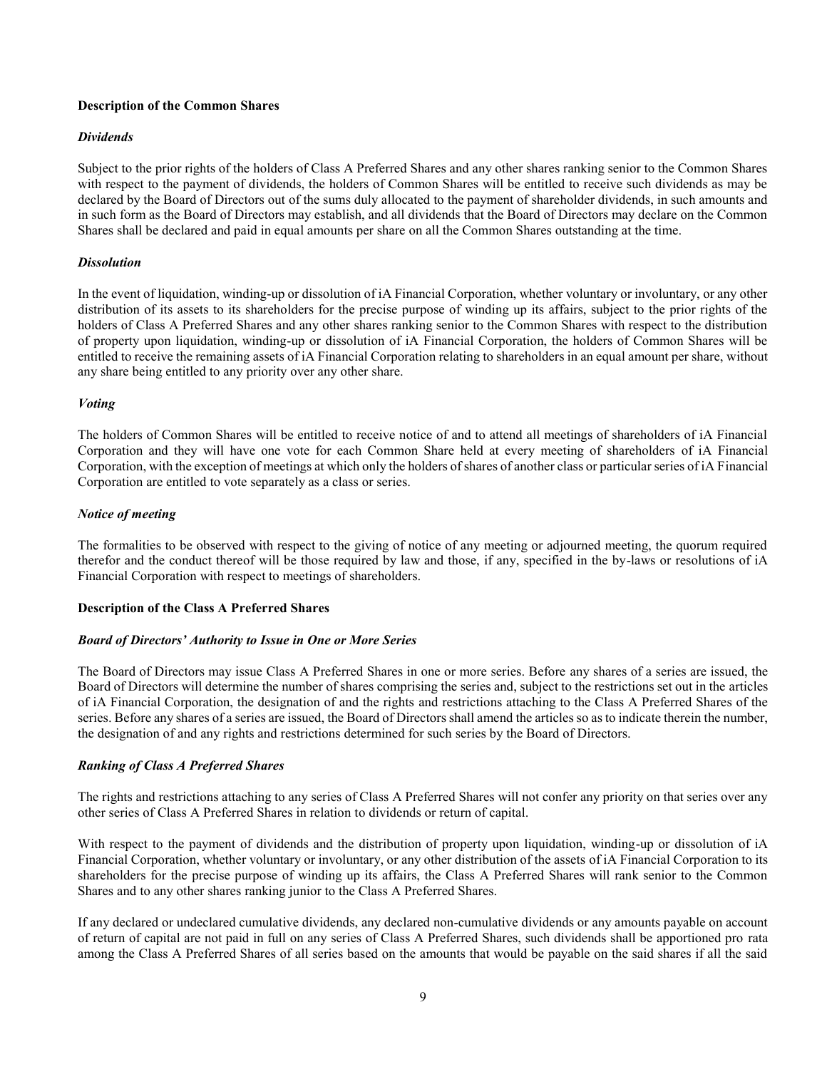## Description of the Common Shares

### *Dividends*

Subject to the prior rights of the holders of Class A Preferred Shares and any other shares ranking senior to the Common Shares with respect to the payment of dividends, the holders of Common Shares will be entitled to receive such dividends as may be declared by the Board of Directors out of the sums duly allocated to the payment of shareholder dividends, in such amounts and in such form as the Board of Directors may establish, and all dividends that the Board of Directors may declare on the Common Shares shall be declared and paid in equal amounts per share on all the Common Shares outstanding at the time.

### *Dissolution*

In the event of liquidation, winding-up or dissolution of iA Financial Corporation, whether voluntary or involuntary, or any other distribution of its assets to its shareholders for the precise purpose of winding up its affairs, subject to the prior rights of the holders of Class A Preferred Shares and any other shares ranking senior to the Common Shares with respect to the distribution of property upon liquidation, winding-up or dissolution of iA Financial Corporation, the holders of Common Shares will be entitled to receive the remaining assets of iA Financial Corporation relating to shareholders in an equal amount per share, without any share being entitled to any priority over any other share.

### *Voting*

The holders of Common Shares will be entitled to receive notice of and to attend all meetings of shareholders of iA Financial Corporation and they will have one vote for each Common Share held at every meeting of shareholders of iA Financial Corporation, with the exception of meetings at which only the holders of shares of another class or particular series of iA Financial Corporation are entitled to vote separately as a class or series.

### *Notice of meeting*

The formalities to be observed with respect to the giving of notice of any meeting or adjourned meeting, the quorum required therefor and the conduct thereof will be those required by law and those, if any, specified in the by-laws or resolutions of iA Financial Corporation with respect to meetings of shareholders.

## Description of the Class A Preferred Shares

### *Board of Directors' Authority to Issue in One or More Series*

The Board of Directors may issue Class A Preferred Shares in one or more series. Before any shares of a series are issued, the Board of Directors will determine the number of shares comprising the series and, subject to the restrictions set out in the articles of iA Financial Corporation, the designation of and the rights and restrictions attaching to the Class A Preferred Shares of the series. Before any shares of a series are issued, the Board of Directors shall amend the articles so as to indicate therein the number, the designation of and any rights and restrictions determined for such series by the Board of Directors.

### *Ranking of Class A Preferred Shares*

The rights and restrictions attaching to any series of Class A Preferred Shares will not confer any priority on that series over any other series of Class A Preferred Shares in relation to dividends or return of capital.

With respect to the payment of dividends and the distribution of property upon liquidation, winding-up or dissolution of iA Financial Corporation, whether voluntary or involuntary, or any other distribution of the assets of iA Financial Corporation to its shareholders for the precise purpose of winding up its affairs, the Class A Preferred Shares will rank senior to the Common Shares and to any other shares ranking junior to the Class A Preferred Shares.

If any declared or undeclared cumulative dividends, any declared non-cumulative dividends or any amounts payable on account of return of capital are not paid in full on any series of Class A Preferred Shares, such dividends shall be apportioned pro rata among the Class A Preferred Shares of all series based on the amounts that would be payable on the said shares if all the said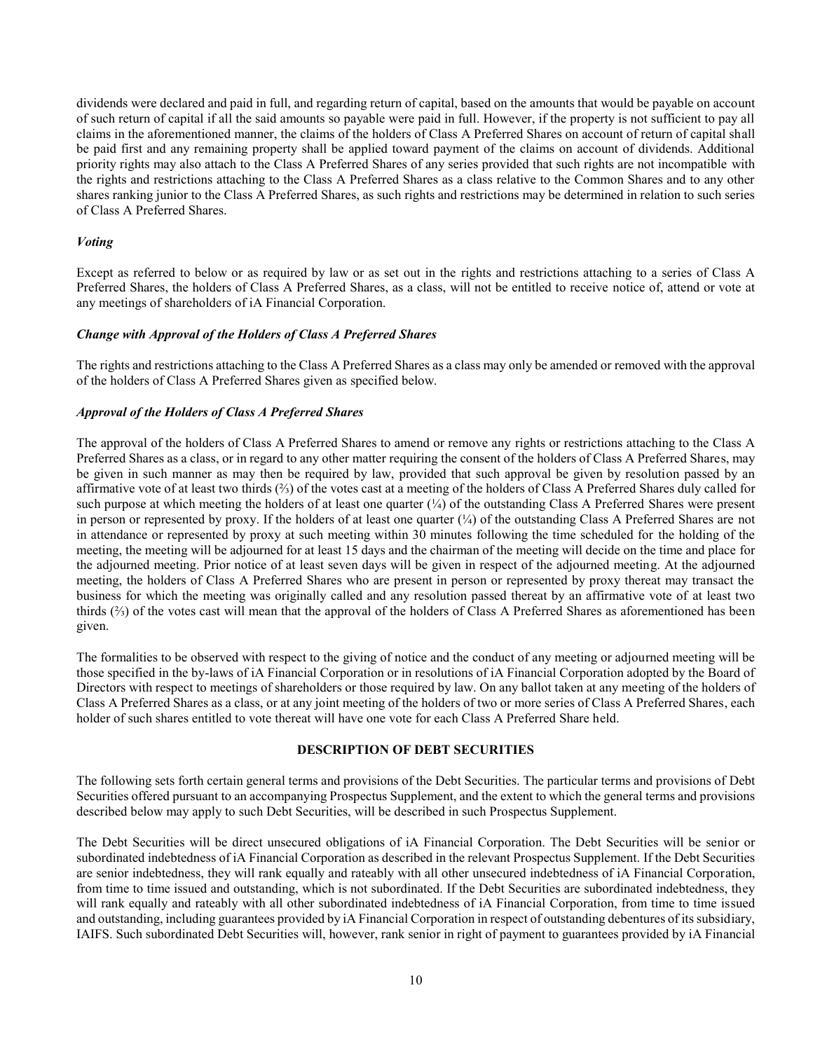dividends were declared and paid in full, and regarding return of capital, based on the amounts that would be payable on account of such return of capital if all the said amounts so payable were paid in full. However, if the property is not sufficient to pay all claims in the aforementioned manner, the claims of the holders of Class A Preferred Shares on account of return of capital shall be paid first and any remaining property shall be applied toward payment of the claims on account of dividends. Additional priority rights may also attach to the Class A Preferred Shares of any series provided that such rights are not incompatible with the rights and restrictions attaching to the Class A Preferred Shares as a class relative to the Common Shares and to any other shares ranking junior to the Class A Preferred Shares, as such rights and restrictions may be determined in relation to such series of Class A Preferred Shares.

***Voting***

Except as referred to below or as required by law or as set out in the rights and restrictions attaching to a series of Class A Preferred Shares, the holders of Class A Preferred Shares, as a class, will not be entitled to receive notice of, attend or vote at any meetings of shareholders of iA Financial Corporation.

***Change with Approval of the Holders of Class A Preferred Shares***

The rights and restrictions attaching to the Class A Preferred Shares as a class may only be amended or removed with the approval of the holders of Class A Preferred Shares given as specified below.

***Approval of the Holders of Class A Preferred Shares***

The approval of the holders of Class A Preferred Shares to amend or remove any rights or restrictions attaching to the Class A Preferred Shares as a class, or in regard to any other matter requiring the consent of the holders of Class A Preferred Shares, may be given in such manner as may then be required by law, provided that such approval be given by resolution passed by an affirmative vote of at least two thirds (⅔) of the votes cast at a meeting of the holders of Class A Preferred Shares duly called for such purpose at which meeting the holders of at least one quarter (¼) of the outstanding Class A Preferred Shares were present in person or represented by proxy. If the holders of at least one quarter (¼) of the outstanding Class A Preferred Shares are not in attendance or represented by proxy at such meeting within 30 minutes following the time scheduled for the holding of the meeting, the meeting will be adjourned for at least 15 days and the chairman of the meeting will decide on the time and place for the adjourned meeting. Prior notice of at least seven days will be given in respect of the adjourned meeting. At the adjourned meeting, the holders of Class A Preferred Shares who are present in person or represented by proxy thereat may transact the business for which the meeting was originally called and any resolution passed thereat by an affirmative vote of at least two thirds (⅔) of the votes cast will mean that the approval of the holders of Class A Preferred Shares as aforementioned has been given.

The formalities to be observed with respect to the giving of notice and the conduct of any meeting or adjourned meeting will be those specified in the by-laws of iA Financial Corporation or in resolutions of iA Financial Corporation adopted by the Board of Directors with respect to meetings of shareholders or those required by law. On any ballot taken at any meeting of the holders of Class A Preferred Shares as a class, or at any joint meeting of the holders of two or more series of Class A Preferred Shares, each holder of such shares entitled to vote thereat will have one vote for each Class A Preferred Share held.

## DESCRIPTION OF DEBT SECURITIES

The following sets forth certain general terms and provisions of the Debt Securities. The particular terms and provisions of Debt Securities offered pursuant to an accompanying Prospectus Supplement, and the extent to which the general terms and provisions described below may apply to such Debt Securities, will be described in such Prospectus Supplement.

The Debt Securities will be direct unsecured obligations of iA Financial Corporation. The Debt Securities will be senior or subordinated indebtedness of iA Financial Corporation as described in the relevant Prospectus Supplement. If the Debt Securities are senior indebtedness, they will rank equally and rateably with all other unsecured indebtedness of iA Financial Corporation, from time to time issued and outstanding, which is not subordinated. If the Debt Securities are subordinated indebtedness, they will rank equally and rateably with all other subordinated indebtedness of iA Financial Corporation, from time to time issued and outstanding, including guarantees provided by iA Financial Corporation in respect of outstanding debentures of its subsidiary, IAIFS. Such subordinated Debt Securities will, however, rank senior in right of payment to guarantees provided by iA Financial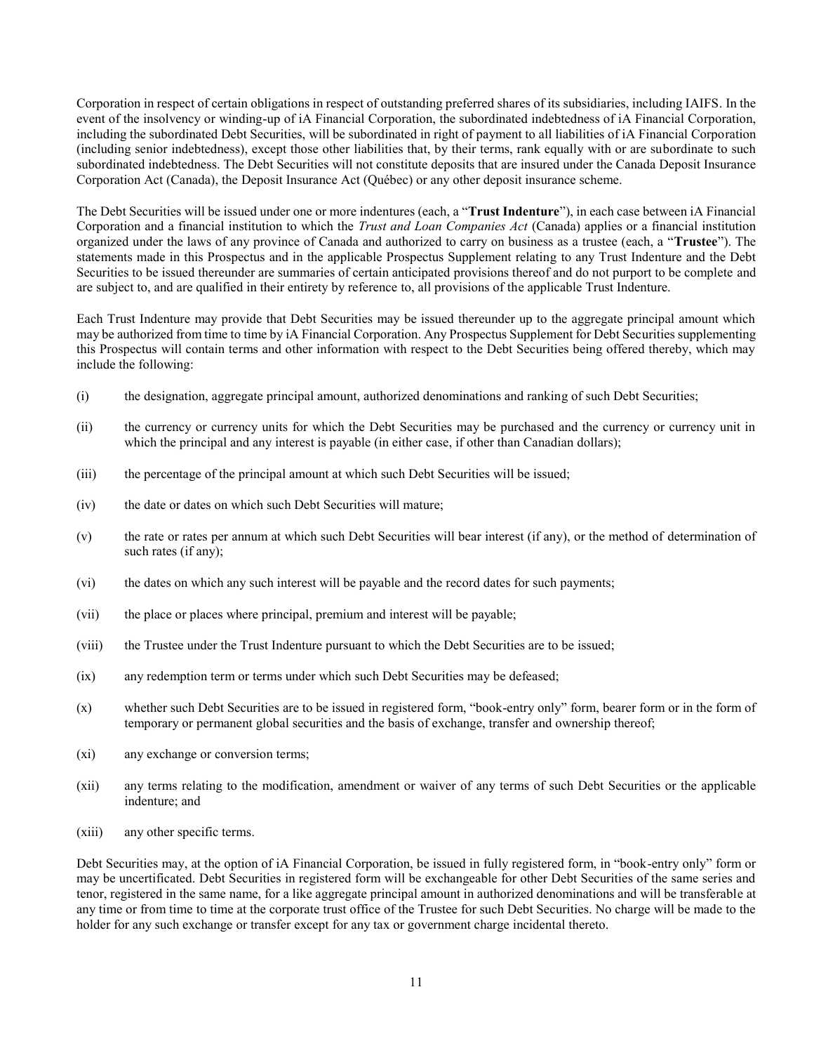Corporation in respect of certain obligations in respect of outstanding preferred shares of its subsidiaries, including IAIFS. In the event of the insolvency or winding-up of iA Financial Corporation, the subordinated indebtedness of iA Financial Corporation, including the subordinated Debt Securities, will be subordinated in right of payment to all liabilities of iA Financial Corporation (including senior indebtedness), except those other liabilities that, by their terms, rank equally with or are subordinate to such subordinated indebtedness. The Debt Securities will not constitute deposits that are insured under the Canada Deposit Insurance Corporation Act (Canada), the Deposit Insurance Act (Québec) or any other deposit insurance scheme.

The Debt Securities will be issued under one or more indentures (each, a "**Trust Indenture**"), in each case between iA Financial Corporation and a financial institution to which the *Trust and Loan Companies Act* (Canada) applies or a financial institution organized under the laws of any province of Canada and authorized to carry on business as a trustee (each, a "**Trustee**"). The statements made in this Prospectus and in the applicable Prospectus Supplement relating to any Trust Indenture and the Debt Securities to be issued thereunder are summaries of certain anticipated provisions thereof and do not purport to be complete and are subject to, and are qualified in their entirety by reference to, all provisions of the applicable Trust Indenture.

Each Trust Indenture may provide that Debt Securities may be issued thereunder up to the aggregate principal amount which may be authorized from time to time by iA Financial Corporation. Any Prospectus Supplement for Debt Securities supplementing this Prospectus will contain terms and other information with respect to the Debt Securities being offered thereby, which may include the following:

(i) the designation, aggregate principal amount, authorized denominations and ranking of such Debt Securities;

(ii) the currency or currency units for which the Debt Securities may be purchased and the currency or currency unit in which the principal and any interest is payable (in either case, if other than Canadian dollars);

(iii) the percentage of the principal amount at which such Debt Securities will be issued;

(iv) the date or dates on which such Debt Securities will mature;

(v) the rate or rates per annum at which such Debt Securities will bear interest (if any), or the method of determination of such rates (if any);

(vi) the dates on which any such interest will be payable and the record dates for such payments;

(vii) the place or places where principal, premium and interest will be payable;

(viii) the Trustee under the Trust Indenture pursuant to which the Debt Securities are to be issued;

(ix) any redemption term or terms under which such Debt Securities may be defeased;

(x) whether such Debt Securities are to be issued in registered form, "book-entry only" form, bearer form or in the form of temporary or permanent global securities and the basis of exchange, transfer and ownership thereof;

(xi) any exchange or conversion terms;

(xii) any terms relating to the modification, amendment or waiver of any terms of such Debt Securities or the applicable indenture; and

(xiii) any other specific terms.

Debt Securities may, at the option of iA Financial Corporation, be issued in fully registered form, in "book-entry only" form or may be uncertificated. Debt Securities in registered form will be exchangeable for other Debt Securities of the same series and tenor, registered in the same name, for a like aggregate principal amount in authorized denominations and will be transferable at any time or from time to time at the corporate trust office of the Trustee for such Debt Securities. No charge will be made to the holder for any such exchange or transfer except for any tax or government charge incidental thereto.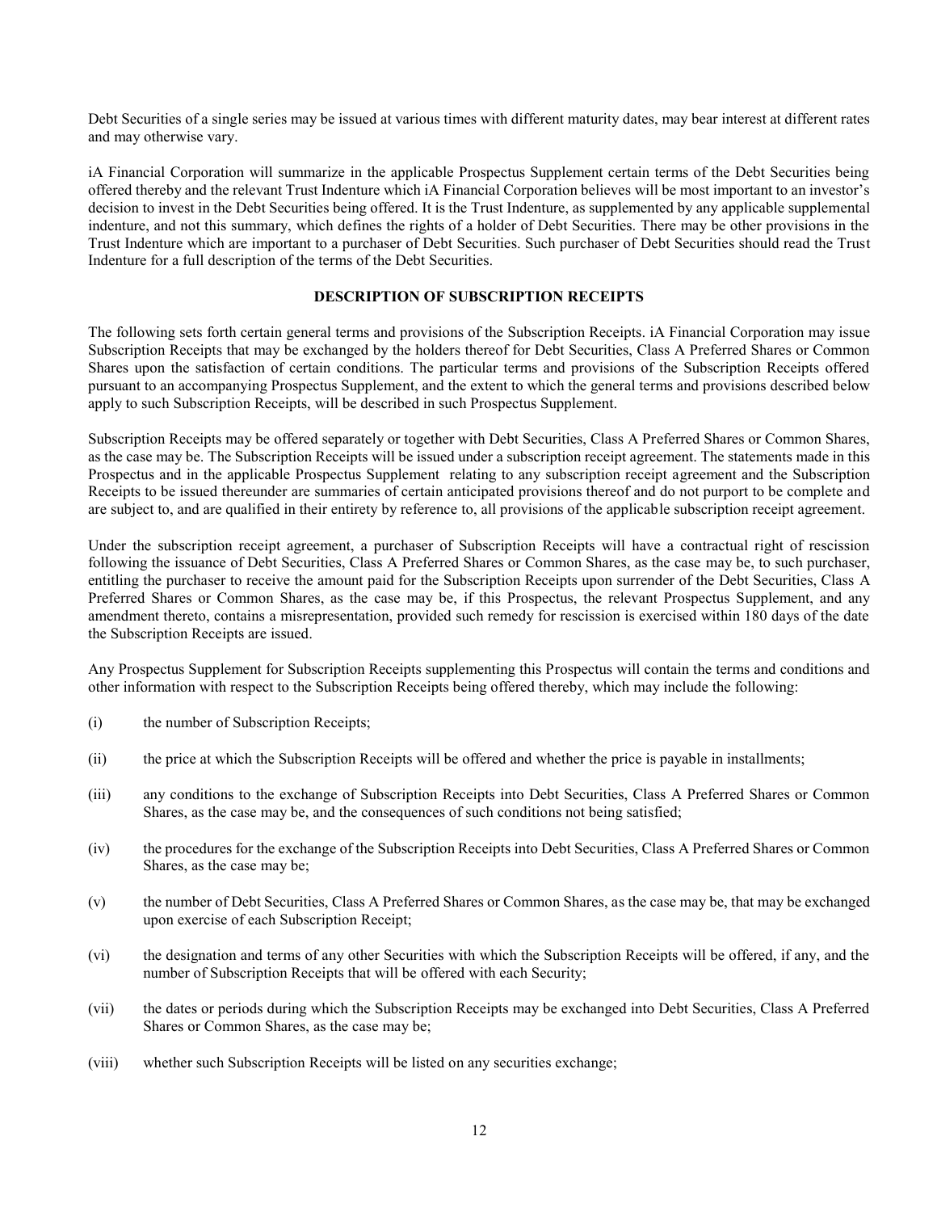Debt Securities of a single series may be issued at various times with different maturity dates, may bear interest at different rates and may otherwise vary.

iA Financial Corporation will summarize in the applicable Prospectus Supplement certain terms of the Debt Securities being offered thereby and the relevant Trust Indenture which iA Financial Corporation believes will be most important to an investor's decision to invest in the Debt Securities being offered. It is the Trust Indenture, as supplemented by any applicable supplemental indenture, and not this summary, which defines the rights of a holder of Debt Securities. There may be other provisions in the Trust Indenture which are important to a purchaser of Debt Securities. Such purchaser of Debt Securities should read the Trust Indenture for a full description of the terms of the Debt Securities.

## DESCRIPTION OF SUBSCRIPTION RECEIPTS

The following sets forth certain general terms and provisions of the Subscription Receipts. iA Financial Corporation may issue Subscription Receipts that may be exchanged by the holders thereof for Debt Securities, Class A Preferred Shares or Common Shares upon the satisfaction of certain conditions. The particular terms and provisions of the Subscription Receipts offered pursuant to an accompanying Prospectus Supplement, and the extent to which the general terms and provisions described below apply to such Subscription Receipts, will be described in such Prospectus Supplement.

Subscription Receipts may be offered separately or together with Debt Securities, Class A Preferred Shares or Common Shares, as the case may be. The Subscription Receipts will be issued under a subscription receipt agreement. The statements made in this Prospectus and in the applicable Prospectus Supplement relating to any subscription receipt agreement and the Subscription Receipts to be issued thereunder are summaries of certain anticipated provisions thereof and do not purport to be complete and are subject to, and are qualified in their entirety by reference to, all provisions of the applicable subscription receipt agreement.

Under the subscription receipt agreement, a purchaser of Subscription Receipts will have a contractual right of rescission following the issuance of Debt Securities, Class A Preferred Shares or Common Shares, as the case may be, to such purchaser, entitling the purchaser to receive the amount paid for the Subscription Receipts upon surrender of the Debt Securities, Class A Preferred Shares or Common Shares, as the case may be, if this Prospectus, the relevant Prospectus Supplement, and any amendment thereto, contains a misrepresentation, provided such remedy for rescission is exercised within 180 days of the date the Subscription Receipts are issued.

Any Prospectus Supplement for Subscription Receipts supplementing this Prospectus will contain the terms and conditions and other information with respect to the Subscription Receipts being offered thereby, which may include the following:

(i) the number of Subscription Receipts;

(ii) the price at which the Subscription Receipts will be offered and whether the price is payable in installments;

(iii) any conditions to the exchange of Subscription Receipts into Debt Securities, Class A Preferred Shares or Common Shares, as the case may be, and the consequences of such conditions not being satisfied;

(iv) the procedures for the exchange of the Subscription Receipts into Debt Securities, Class A Preferred Shares or Common Shares, as the case may be;

(v) the number of Debt Securities, Class A Preferred Shares or Common Shares, as the case may be, that may be exchanged upon exercise of each Subscription Receipt;

(vi) the designation and terms of any other Securities with which the Subscription Receipts will be offered, if any, and the number of Subscription Receipts that will be offered with each Security;

(vii) the dates or periods during which the Subscription Receipts may be exchanged into Debt Securities, Class A Preferred Shares or Common Shares, as the case may be;

(viii) whether such Subscription Receipts will be listed on any securities exchange;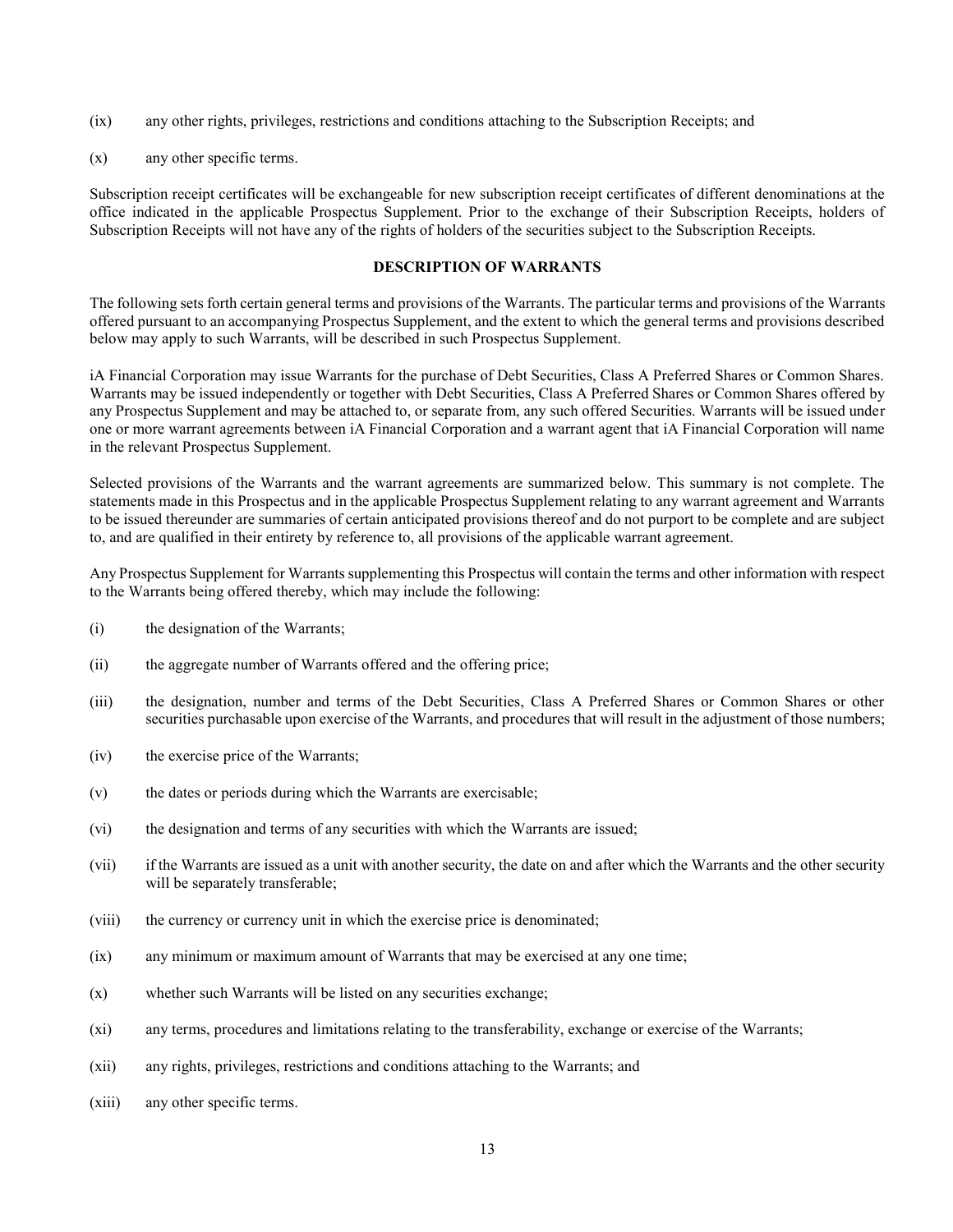(ix) any other rights, privileges, restrictions and conditions attaching to the Subscription Receipts; and

(x) any other specific terms.

Subscription receipt certificates will be exchangeable for new subscription receipt certificates of different denominations at the office indicated in the applicable Prospectus Supplement. Prior to the exchange of their Subscription Receipts, holders of Subscription Receipts will not have any of the rights of holders of the securities subject to the Subscription Receipts.

## DESCRIPTION OF WARRANTS

The following sets forth certain general terms and provisions of the Warrants. The particular terms and provisions of the Warrants offered pursuant to an accompanying Prospectus Supplement, and the extent to which the general terms and provisions described below may apply to such Warrants, will be described in such Prospectus Supplement.

iA Financial Corporation may issue Warrants for the purchase of Debt Securities, Class A Preferred Shares or Common Shares. Warrants may be issued independently or together with Debt Securities, Class A Preferred Shares or Common Shares offered by any Prospectus Supplement and may be attached to, or separate from, any such offered Securities. Warrants will be issued under one or more warrant agreements between iA Financial Corporation and a warrant agent that iA Financial Corporation will name in the relevant Prospectus Supplement.

Selected provisions of the Warrants and the warrant agreements are summarized below. This summary is not complete. The statements made in this Prospectus and in the applicable Prospectus Supplement relating to any warrant agreement and Warrants to be issued thereunder are summaries of certain anticipated provisions thereof and do not purport to be complete and are subject to, and are qualified in their entirety by reference to, all provisions of the applicable warrant agreement.

Any Prospectus Supplement for Warrants supplementing this Prospectus will contain the terms and other information with respect to the Warrants being offered thereby, which may include the following:

(i) the designation of the Warrants;

(ii) the aggregate number of Warrants offered and the offering price;

(iii) the designation, number and terms of the Debt Securities, Class A Preferred Shares or Common Shares or other securities purchasable upon exercise of the Warrants, and procedures that will result in the adjustment of those numbers;

(iv) the exercise price of the Warrants;

(v) the dates or periods during which the Warrants are exercisable;

(vi) the designation and terms of any securities with which the Warrants are issued;

(vii) if the Warrants are issued as a unit with another security, the date on and after which the Warrants and the other security will be separately transferable;

(viii) the currency or currency unit in which the exercise price is denominated;

(ix) any minimum or maximum amount of Warrants that may be exercised at any one time;

(x) whether such Warrants will be listed on any securities exchange;

(xi) any terms, procedures and limitations relating to the transferability, exchange or exercise of the Warrants;

(xii) any rights, privileges, restrictions and conditions attaching to the Warrants; and

(xiii) any other specific terms.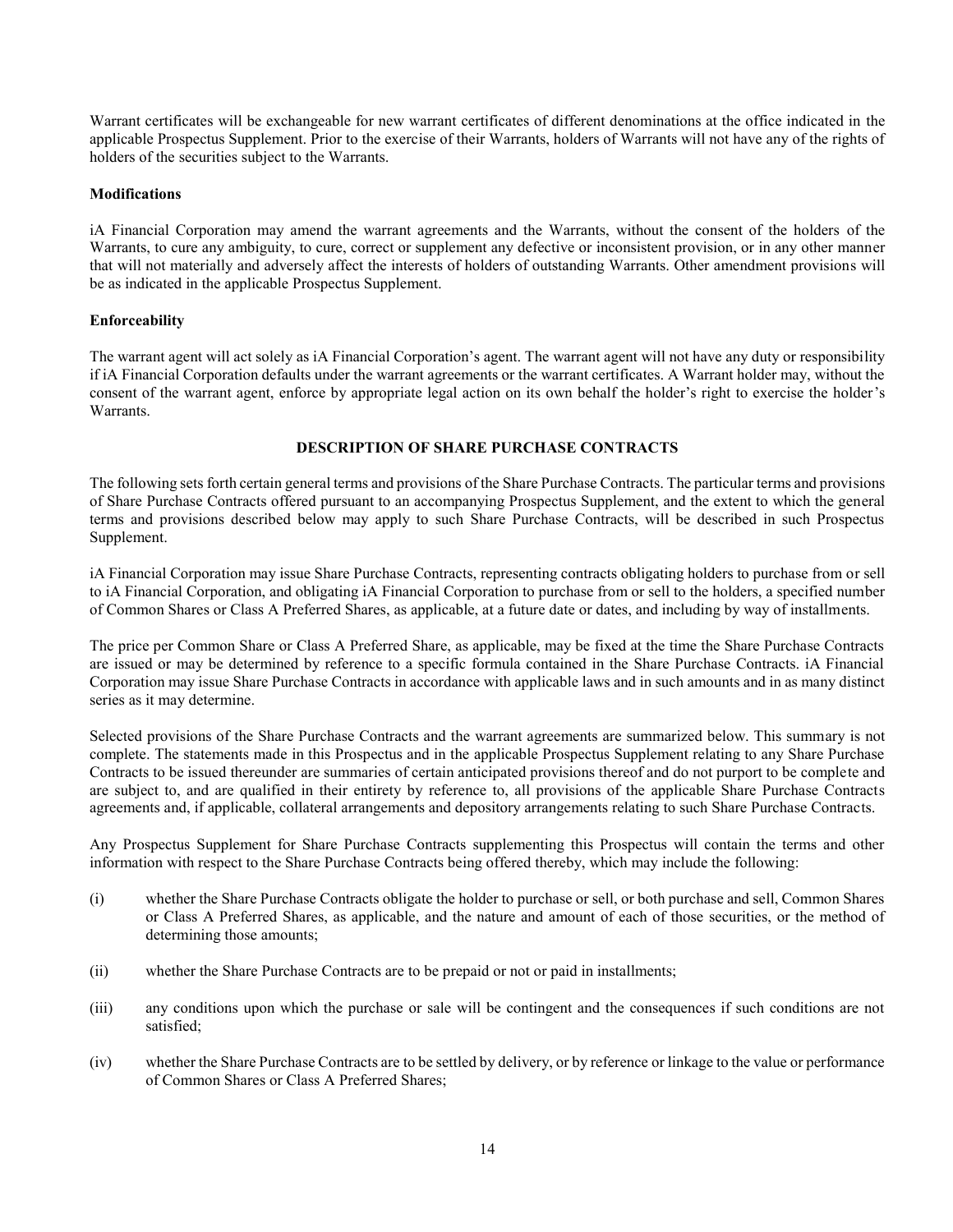Warrant certificates will be exchangeable for new warrant certificates of different denominations at the office indicated in the applicable Prospectus Supplement. Prior to the exercise of their Warrants, holders of Warrants will not have any of the rights of holders of the securities subject to the Warrants.

**Modifications**

iA Financial Corporation may amend the warrant agreements and the Warrants, without the consent of the holders of the Warrants, to cure any ambiguity, to cure, correct or supplement any defective or inconsistent provision, or in any other manner that will not materially and adversely affect the interests of holders of outstanding Warrants. Other amendment provisions will be as indicated in the applicable Prospectus Supplement.

**Enforceability**

The warrant agent will act solely as iA Financial Corporation's agent. The warrant agent will not have any duty or responsibility if iA Financial Corporation defaults under the warrant agreements or the warrant certificates. A Warrant holder may, without the consent of the warrant agent, enforce by appropriate legal action on its own behalf the holder's right to exercise the holder's Warrants.

## DESCRIPTION OF SHARE PURCHASE CONTRACTS

The following sets forth certain general terms and provisions of the Share Purchase Contracts. The particular terms and provisions of Share Purchase Contracts offered pursuant to an accompanying Prospectus Supplement, and the extent to which the general terms and provisions described below may apply to such Share Purchase Contracts, will be described in such Prospectus Supplement.

iA Financial Corporation may issue Share Purchase Contracts, representing contracts obligating holders to purchase from or sell to iA Financial Corporation, and obligating iA Financial Corporation to purchase from or sell to the holders, a specified number of Common Shares or Class A Preferred Shares, as applicable, at a future date or dates, and including by way of installments.

The price per Common Share or Class A Preferred Share, as applicable, may be fixed at the time the Share Purchase Contracts are issued or may be determined by reference to a specific formula contained in the Share Purchase Contracts. iA Financial Corporation may issue Share Purchase Contracts in accordance with applicable laws and in such amounts and in as many distinct series as it may determine.

Selected provisions of the Share Purchase Contracts and the warrant agreements are summarized below. This summary is not complete. The statements made in this Prospectus and in the applicable Prospectus Supplement relating to any Share Purchase Contracts to be issued thereunder are summaries of certain anticipated provisions thereof and do not purport to be complete and are subject to, and are qualified in their entirety by reference to, all provisions of the applicable Share Purchase Contracts agreements and, if applicable, collateral arrangements and depository arrangements relating to such Share Purchase Contracts.

Any Prospectus Supplement for Share Purchase Contracts supplementing this Prospectus will contain the terms and other information with respect to the Share Purchase Contracts being offered thereby, which may include the following:

(i) whether the Share Purchase Contracts obligate the holder to purchase or sell, or both purchase and sell, Common Shares or Class A Preferred Shares, as applicable, and the nature and amount of each of those securities, or the method of determining those amounts;

(ii) whether the Share Purchase Contracts are to be prepaid or not or paid in installments;

(iii) any conditions upon which the purchase or sale will be contingent and the consequences if such conditions are not satisfied;

(iv) whether the Share Purchase Contracts are to be settled by delivery, or by reference or linkage to the value or performance of Common Shares or Class A Preferred Shares;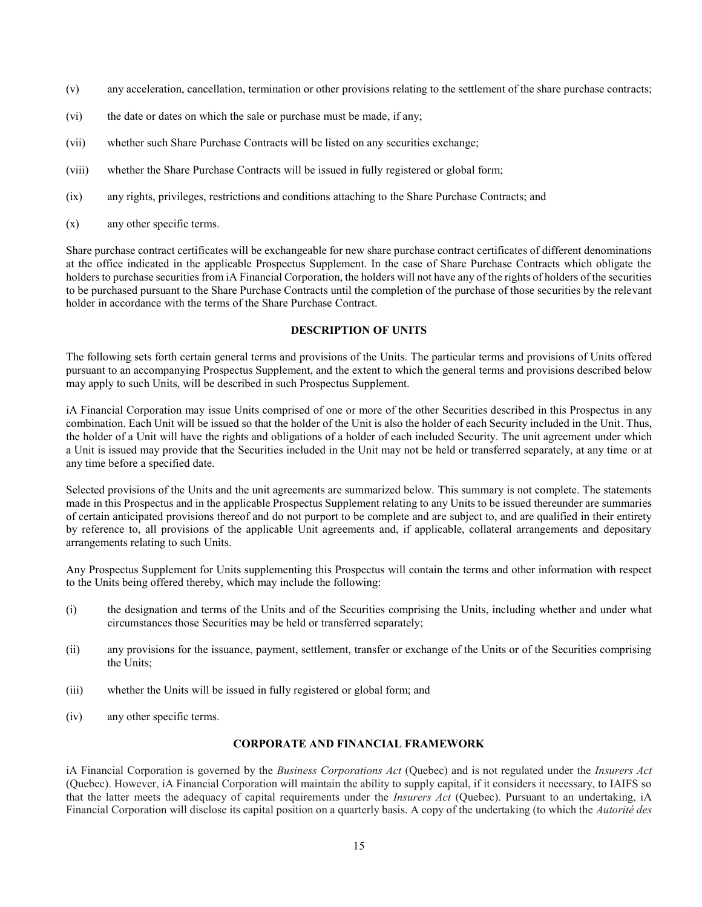(v) any acceleration, cancellation, termination or other provisions relating to the settlement of the share purchase contracts;

(vi) the date or dates on which the sale or purchase must be made, if any;

(vii) whether such Share Purchase Contracts will be listed on any securities exchange;

(viii) whether the Share Purchase Contracts will be issued in fully registered or global form;

(ix) any rights, privileges, restrictions and conditions attaching to the Share Purchase Contracts; and

(x) any other specific terms.

Share purchase contract certificates will be exchangeable for new share purchase contract certificates of different denominations at the office indicated in the applicable Prospectus Supplement. In the case of Share Purchase Contracts which obligate the holders to purchase securities from iA Financial Corporation, the holders will not have any of the rights of holders of the securities to be purchased pursuant to the Share Purchase Contracts until the completion of the purchase of those securities by the relevant holder in accordance with the terms of the Share Purchase Contract.

## DESCRIPTION OF UNITS

The following sets forth certain general terms and provisions of the Units. The particular terms and provisions of Units offered pursuant to an accompanying Prospectus Supplement, and the extent to which the general terms and provisions described below may apply to such Units, will be described in such Prospectus Supplement.

iA Financial Corporation may issue Units comprised of one or more of the other Securities described in this Prospectus in any combination. Each Unit will be issued so that the holder of the Unit is also the holder of each Security included in the Unit. Thus, the holder of a Unit will have the rights and obligations of a holder of each included Security. The unit agreement under which a Unit is issued may provide that the Securities included in the Unit may not be held or transferred separately, at any time or at any time before a specified date.

Selected provisions of the Units and the unit agreements are summarized below. This summary is not complete. The statements made in this Prospectus and in the applicable Prospectus Supplement relating to any Units to be issued thereunder are summaries of certain anticipated provisions thereof and do not purport to be complete and are subject to, and are qualified in their entirety by reference to, all provisions of the applicable Unit agreements and, if applicable, collateral arrangements and depositary arrangements relating to such Units.

Any Prospectus Supplement for Units supplementing this Prospectus will contain the terms and other information with respect to the Units being offered thereby, which may include the following:

(i) the designation and terms of the Units and of the Securities comprising the Units, including whether and under what circumstances those Securities may be held or transferred separately;

(ii) any provisions for the issuance, payment, settlement, transfer or exchange of the Units or of the Securities comprising the Units;

(iii) whether the Units will be issued in fully registered or global form; and

(iv) any other specific terms.

## CORPORATE AND FINANCIAL FRAMEWORK

iA Financial Corporation is governed by the *Business Corporations Act* (Quebec) and is not regulated under the *Insurers Act* (Quebec). However, iA Financial Corporation will maintain the ability to supply capital, if it considers it necessary, to IAIFS so that the latter meets the adequacy of capital requirements under the *Insurers Act* (Quebec). Pursuant to an undertaking, iA Financial Corporation will disclose its capital position on a quarterly basis. A copy of the undertaking (to which the *Autorité des*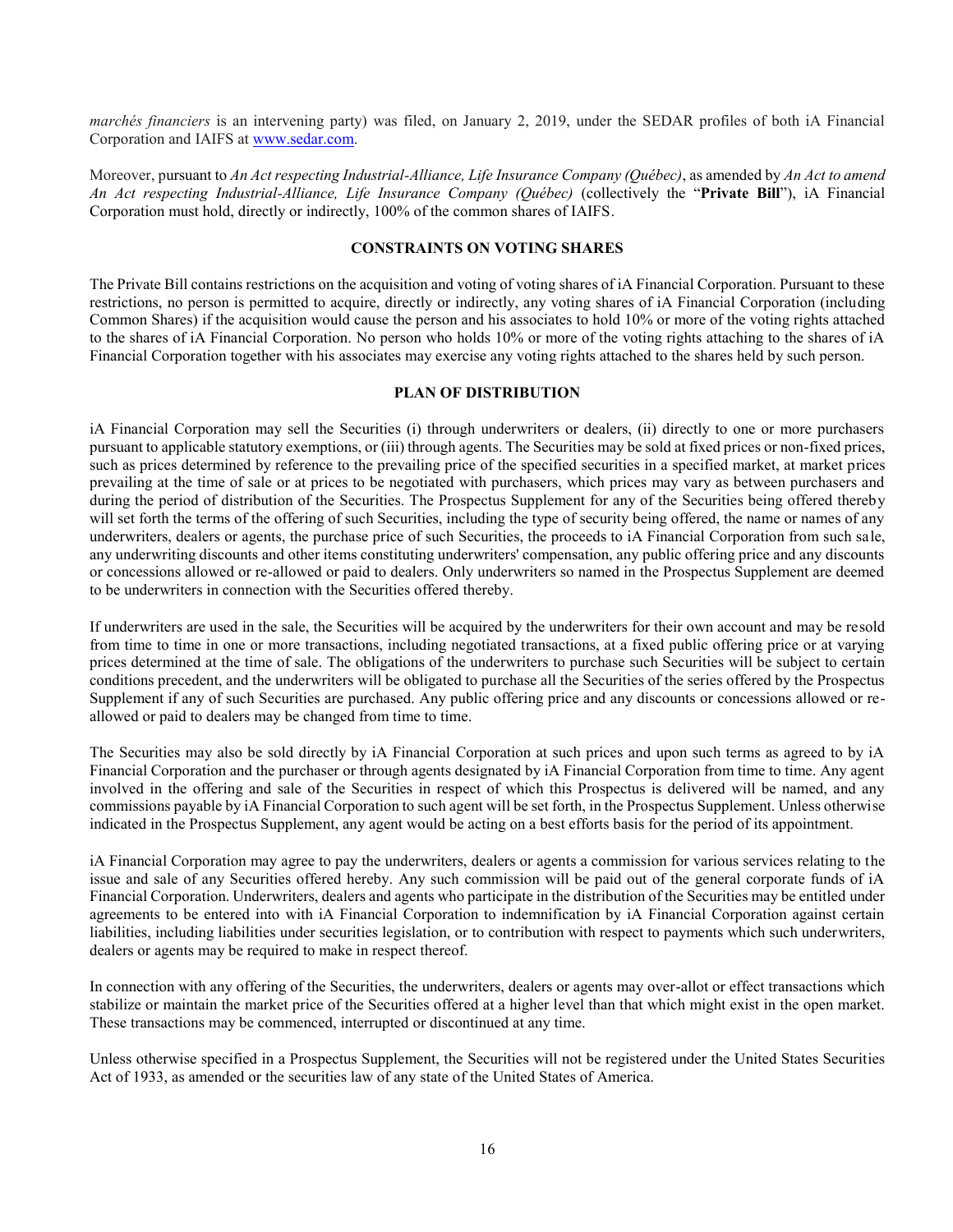*marchés financiers* is an intervening party) was filed, on January 2, 2019, under the SEDAR profiles of both iA Financial Corporation and IAIFS at www.sedar.com.

Moreover, pursuant to *An Act respecting Industrial-Alliance, Life Insurance Company (Québec)*, as amended by *An Act to amend An Act respecting Industrial-Alliance, Life Insurance Company (Québec)* (collectively the "**Private Bill**"), iA Financial Corporation must hold, directly or indirectly, 100% of the common shares of IAIFS.

## CONSTRAINTS ON VOTING SHARES

The Private Bill contains restrictions on the acquisition and voting of voting shares of iA Financial Corporation. Pursuant to these restrictions, no person is permitted to acquire, directly or indirectly, any voting shares of iA Financial Corporation (including Common Shares) if the acquisition would cause the person and his associates to hold 10% or more of the voting rights attached to the shares of iA Financial Corporation. No person who holds 10% or more of the voting rights attaching to the shares of iA Financial Corporation together with his associates may exercise any voting rights attached to the shares held by such person.

## PLAN OF DISTRIBUTION

iA Financial Corporation may sell the Securities (i) through underwriters or dealers, (ii) directly to one or more purchasers pursuant to applicable statutory exemptions, or (iii) through agents. The Securities may be sold at fixed prices or non-fixed prices, such as prices determined by reference to the prevailing price of the specified securities in a specified market, at market prices prevailing at the time of sale or at prices to be negotiated with purchasers, which prices may vary as between purchasers and during the period of distribution of the Securities. The Prospectus Supplement for any of the Securities being offered thereby will set forth the terms of the offering of such Securities, including the type of security being offered, the name or names of any underwriters, dealers or agents, the purchase price of such Securities, the proceeds to iA Financial Corporation from such sale, any underwriting discounts and other items constituting underwriters' compensation, any public offering price and any discounts or concessions allowed or re-allowed or paid to dealers. Only underwriters so named in the Prospectus Supplement are deemed to be underwriters in connection with the Securities offered thereby.

If underwriters are used in the sale, the Securities will be acquired by the underwriters for their own account and may be resold from time to time in one or more transactions, including negotiated transactions, at a fixed public offering price or at varying prices determined at the time of sale. The obligations of the underwriters to purchase such Securities will be subject to certain conditions precedent, and the underwriters will be obligated to purchase all the Securities of the series offered by the Prospectus Supplement if any of such Securities are purchased. Any public offering price and any discounts or concessions allowed or re-allowed or paid to dealers may be changed from time to time.

The Securities may also be sold directly by iA Financial Corporation at such prices and upon such terms as agreed to by iA Financial Corporation and the purchaser or through agents designated by iA Financial Corporation from time to time. Any agent involved in the offering and sale of the Securities in respect of which this Prospectus is delivered will be named, and any commissions payable by iA Financial Corporation to such agent will be set forth, in the Prospectus Supplement. Unless otherwise indicated in the Prospectus Supplement, any agent would be acting on a best efforts basis for the period of its appointment.

iA Financial Corporation may agree to pay the underwriters, dealers or agents a commission for various services relating to the issue and sale of any Securities offered hereby. Any such commission will be paid out of the general corporate funds of iA Financial Corporation. Underwriters, dealers and agents who participate in the distribution of the Securities may be entitled under agreements to be entered into with iA Financial Corporation to indemnification by iA Financial Corporation against certain liabilities, including liabilities under securities legislation, or to contribution with respect to payments which such underwriters, dealers or agents may be required to make in respect thereof.

In connection with any offering of the Securities, the underwriters, dealers or agents may over-allot or effect transactions which stabilize or maintain the market price of the Securities offered at a higher level than that which might exist in the open market. These transactions may be commenced, interrupted or discontinued at any time.

Unless otherwise specified in a Prospectus Supplement, the Securities will not be registered under the United States Securities Act of 1933, as amended or the securities law of any state of the United States of America.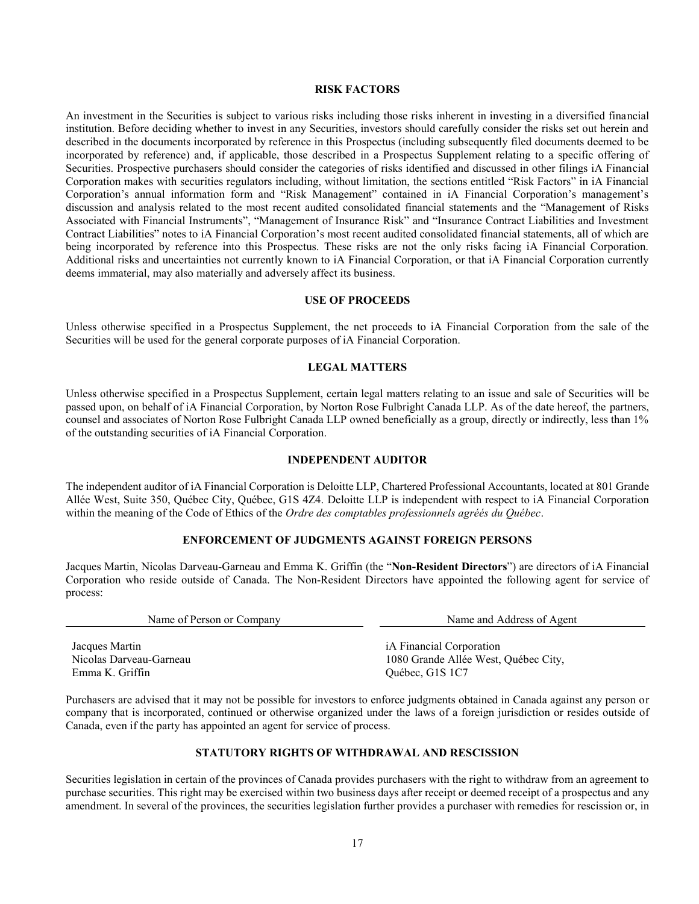## RISK FACTORS

An investment in the Securities is subject to various risks including those risks inherent in investing in a diversified financial institution. Before deciding whether to invest in any Securities, investors should carefully consider the risks set out herein and described in the documents incorporated by reference in this Prospectus (including subsequently filed documents deemed to be incorporated by reference) and, if applicable, those described in a Prospectus Supplement relating to a specific offering of Securities. Prospective purchasers should consider the categories of risks identified and discussed in other filings iA Financial Corporation makes with securities regulators including, without limitation, the sections entitled "Risk Factors" in iA Financial Corporation's annual information form and "Risk Management" contained in iA Financial Corporation's management's discussion and analysis related to the most recent audited consolidated financial statements and the "Management of Risks Associated with Financial Instruments", "Management of Insurance Risk" and "Insurance Contract Liabilities and Investment Contract Liabilities" notes to iA Financial Corporation's most recent audited consolidated financial statements, all of which are being incorporated by reference into this Prospectus. These risks are not the only risks facing iA Financial Corporation. Additional risks and uncertainties not currently known to iA Financial Corporation, or that iA Financial Corporation currently deems immaterial, may also materially and adversely affect its business.

## USE OF PROCEEDS

Unless otherwise specified in a Prospectus Supplement, the net proceeds to iA Financial Corporation from the sale of the Securities will be used for the general corporate purposes of iA Financial Corporation.

## LEGAL MATTERS

Unless otherwise specified in a Prospectus Supplement, certain legal matters relating to an issue and sale of Securities will be passed upon, on behalf of iA Financial Corporation, by Norton Rose Fulbright Canada LLP. As of the date hereof, the partners, counsel and associates of Norton Rose Fulbright Canada LLP owned beneficially as a group, directly or indirectly, less than 1% of the outstanding securities of iA Financial Corporation.

## INDEPENDENT AUDITOR

The independent auditor of iA Financial Corporation is Deloitte LLP, Chartered Professional Accountants, located at 801 Grande Allée West, Suite 350, Québec City, Québec, G1S 4Z4. Deloitte LLP is independent with respect to iA Financial Corporation within the meaning of the Code of Ethics of the *Ordre des comptables professionnels agréés du Québec*.

## ENFORCEMENT OF JUDGMENTS AGAINST FOREIGN PERSONS

Jacques Martin, Nicolas Darveau-Garneau and Emma K. Griffin (the "**Non-Resident Directors**") are directors of iA Financial Corporation who reside outside of Canada. The Non-Resident Directors have appointed the following agent for service of process:

| Name of Person or Company | Name and Address of Agent |
| --- | --- |
| Jacques Martin<br>Nicolas Darveau-Garneau<br>Emma K. Griffin | iA Financial Corporation<br>1080 Grande Allée West, Québec City,<br>Québec, G1S 1C7 |

Purchasers are advised that it may not be possible for investors to enforce judgments obtained in Canada against any person or company that is incorporated, continued or otherwise organized under the laws of a foreign jurisdiction or resides outside of Canada, even if the party has appointed an agent for service of process.

## STATUTORY RIGHTS OF WITHDRAWAL AND RESCISSION

Securities legislation in certain of the provinces of Canada provides purchasers with the right to withdraw from an agreement to purchase securities. This right may be exercised within two business days after receipt or deemed receipt of a prospectus and any amendment. In several of the provinces, the securities legislation further provides a purchaser with remedies for rescission or, in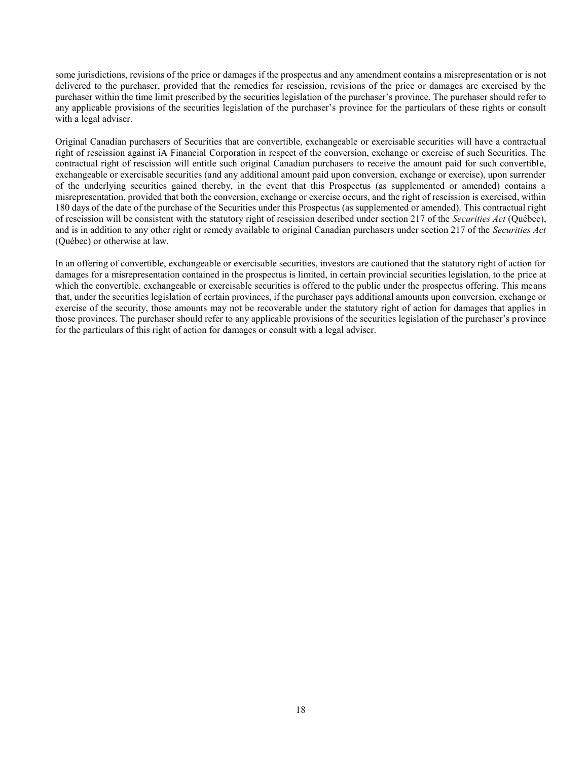some jurisdictions, revisions of the price or damages if the prospectus and any amendment contains a misrepresentation or is not delivered to the purchaser, provided that the remedies for rescission, revisions of the price or damages are exercised by the purchaser within the time limit prescribed by the securities legislation of the purchaser's province. The purchaser should refer to any applicable provisions of the securities legislation of the purchaser's province for the particulars of these rights or consult with a legal adviser.

Original Canadian purchasers of Securities that are convertible, exchangeable or exercisable securities will have a contractual right of rescission against iA Financial Corporation in respect of the conversion, exchange or exercise of such Securities. The contractual right of rescission will entitle such original Canadian purchasers to receive the amount paid for such convertible, exchangeable or exercisable securities (and any additional amount paid upon conversion, exchange or exercise), upon surrender of the underlying securities gained thereby, in the event that this Prospectus (as supplemented or amended) contains a misrepresentation, provided that both the conversion, exchange or exercise occurs, and the right of rescission is exercised, within 180 days of the date of the purchase of the Securities under this Prospectus (as supplemented or amended). This contractual right of rescission will be consistent with the statutory right of rescission described under section 217 of the *Securities Act* (Québec), and is in addition to any other right or remedy available to original Canadian purchasers under section 217 of the *Securities Act* (Québec) or otherwise at law.

In an offering of convertible, exchangeable or exercisable securities, investors are cautioned that the statutory right of action for damages for a misrepresentation contained in the prospectus is limited, in certain provincial securities legislation, to the price at which the convertible, exchangeable or exercisable securities is offered to the public under the prospectus offering. This means that, under the securities legislation of certain provinces, if the purchaser pays additional amounts upon conversion, exchange or exercise of the security, those amounts may not be recoverable under the statutory right of action for damages that applies in those provinces. The purchaser should refer to any applicable provisions of the securities legislation of the purchaser's province for the particulars of this right of action for damages or consult with a legal adviser.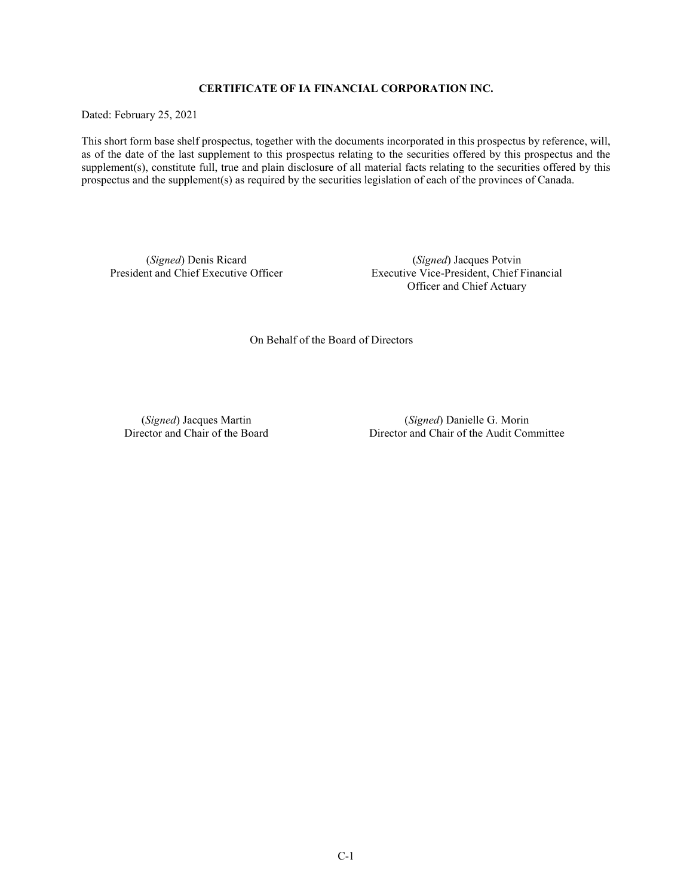**CERTIFICATE OF IA FINANCIAL CORPORATION INC.**

Dated: February 25, 2021

This short form base shelf prospectus, together with the documents incorporated in this prospectus by reference, will, as of the date of the last supplement to this prospectus relating to the securities offered by this prospectus and the supplement(s), constitute full, true and plain disclosure of all material facts relating to the securities offered by this prospectus and the supplement(s) as required by the securities legislation of each of the provinces of Canada.

(*Signed*) Denis Ricard
President and Chief Executive Officer

(*Signed*) Jacques Potvin
Executive Vice-President, Chief Financial Officer and Chief Actuary

On Behalf of the Board of Directors

(*Signed*) Jacques Martin
Director and Chair of the Board

(*Signed*) Danielle G. Morin
Director and Chair of the Audit Committee